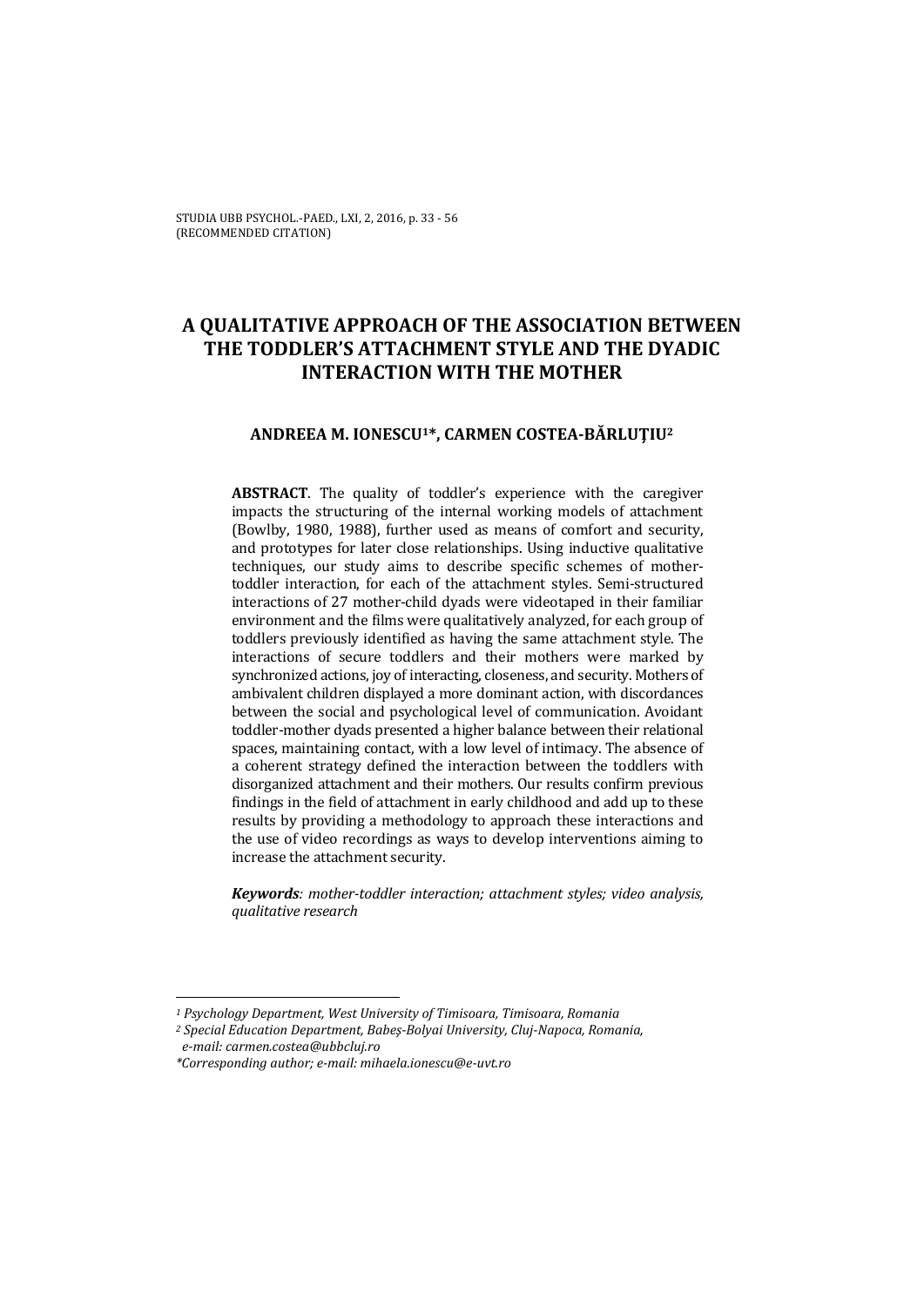# A QUALITATIVE APPROACH OF THE ASSOCIATION BETWEEN THE TODDLER'S ATTACHMENT STYLE AND THE DYADIC INTERACTION WITH THE MOTHER

**ANDREEA M. IONESCU[1]*, CARMEN COSTEA-BĂRLUȚIU[2]**

**ABSTRACT**. The quality of toddler's experience with the caregiver impacts the structuring of the internal working models of attachment (Bowlby, 1980, 1988), further used as means of comfort and security, and prototypes for later close relationships. Using inductive qualitative techniques, our study aims to describe specific schemes of mother-toddler interaction, for each of the attachment styles. Semi-structured interactions of 27 mother-child dyads were videotaped in their familiar environment and the films were qualitatively analyzed, for each group of toddlers previously identified as having the same attachment style. The interactions of secure toddlers and their mothers were marked by synchronized actions, joy of interacting, closeness, and security. Mothers of ambivalent children displayed a more dominant action, with discordances between the social and psychological level of communication. Avoidant toddler-mother dyads presented a higher balance between their relational spaces, maintaining contact, with a low level of intimacy. The absence of a coherent strategy defined the interaction between the toddlers with disorganized attachment and their mothers. Our results confirm previous findings in the field of attachment in early childhood and add up to these results by providing a methodology to approach these interactions and the use of video recordings as ways to develop interventions aiming to increase the attachment security.

***Keywords****: mother-toddler interaction; attachment styles; video analysis, qualitative research*

---

*[1] Psychology Department, West University of Timisoara, Timisoara, Romania*

*[2] Special Education Department, Babeș-Bolyai University, Cluj-Napoca, Romania, e-mail: carmen.costea@ubbcluj.ro*

*\*Corresponding author; e-mail: mihaela.ionescu@e-uvt.ro*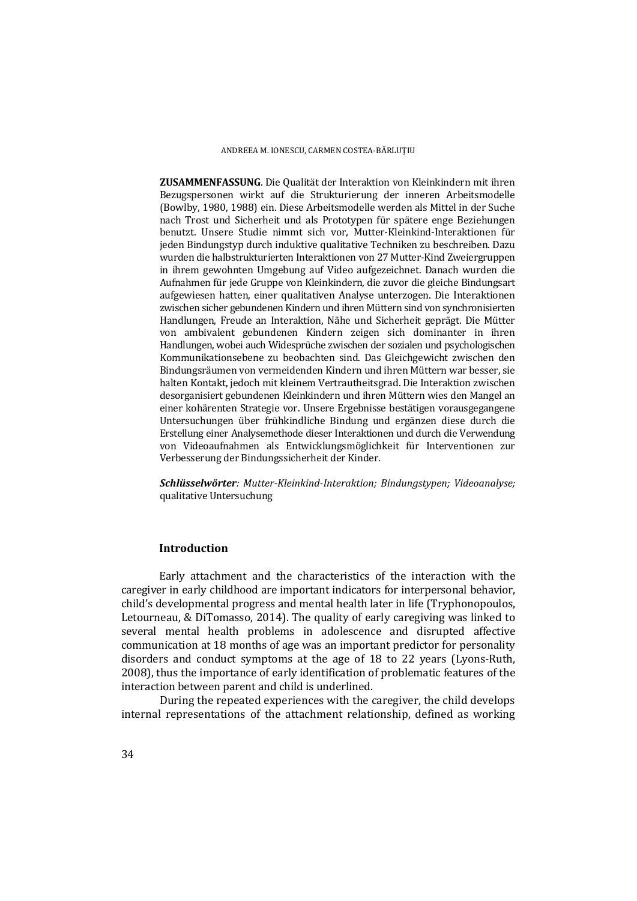**ZUSAMMENFASSUNG**. Die Qualität der Interaktion von Kleinkindern mit ihren Bezugspersonen wirkt auf die Strukturierung der inneren Arbeitsmodelle (Bowlby, 1980, 1988) ein. Diese Arbeitsmodelle werden als Mittel in der Suche nach Trost und Sicherheit und als Prototypen für spätere enge Beziehungen benutzt. Unsere Studie nimmt sich vor, Mutter-Kleinkind-Interaktionen für jeden Bindungstyp durch induktive qualitative Techniken zu beschreiben. Dazu wurden die halbstrukturierten Interaktionen von 27 Mutter-Kind Zweiergruppen in ihrem gewohnten Umgebung auf Video aufgezeichnet. Danach wurden die Aufnahmen für jede Gruppe von Kleinkindern, die zuvor die gleiche Bindungsart aufgewiesen hatten, einer qualitativen Analyse unterzogen. Die Interaktionen zwischen sicher gebundenen Kindern und ihren Müttern sind von synchronisierten Handlungen, Freude an Interaktion, Nähe und Sicherheit geprägt. Die Mütter von ambivalent gebundenen Kindern zeigen sich dominanter in ihren Handlungen, wobei auch Widesprüche zwischen der sozialen und psychologischen Kommunikationsebene zu beobachten sind. Das Gleichgewicht zwischen den Bindungsräumen von vermeidenden Kindern und ihren Müttern war besser, sie halten Kontakt, jedoch mit kleinem Vertrautheitsgrad. Die Interaktion zwischen desorganisiert gebundenen Kleinkindern und ihren Müttern wies den Mangel an einer kohärenten Strategie vor. Unsere Ergebnisse bestätigen vorausgegangene Untersuchungen über frühkindliche Bindung und ergänzen diese durch die Erstellung einer Analysemethode dieser Interaktionen und durch die Verwendung von Videoaufnahmen als Entwicklungsmöglichkeit für Interventionen zur Verbesserung der Bindungssicherheit der Kinder.

***Schlüsselwörter**: Mutter-Kleinkind-Interaktion; Bindungstypen; Videoanalyse;* qualitative Untersuchung

## Introduction

Early attachment and the characteristics of the interaction with the caregiver in early childhood are important indicators for interpersonal behavior, child's developmental progress and mental health later in life (Tryphonopoulos, Letourneau, & DiTomasso, 2014). The quality of early caregiving was linked to several mental health problems in adolescence and disrupted affective communication at 18 months of age was an important predictor for personality disorders and conduct symptoms at the age of 18 to 22 years (Lyons-Ruth, 2008), thus the importance of early identification of problematic features of the interaction between parent and child is underlined.

During the repeated experiences with the caregiver, the child develops internal representations of the attachment relationship, defined as working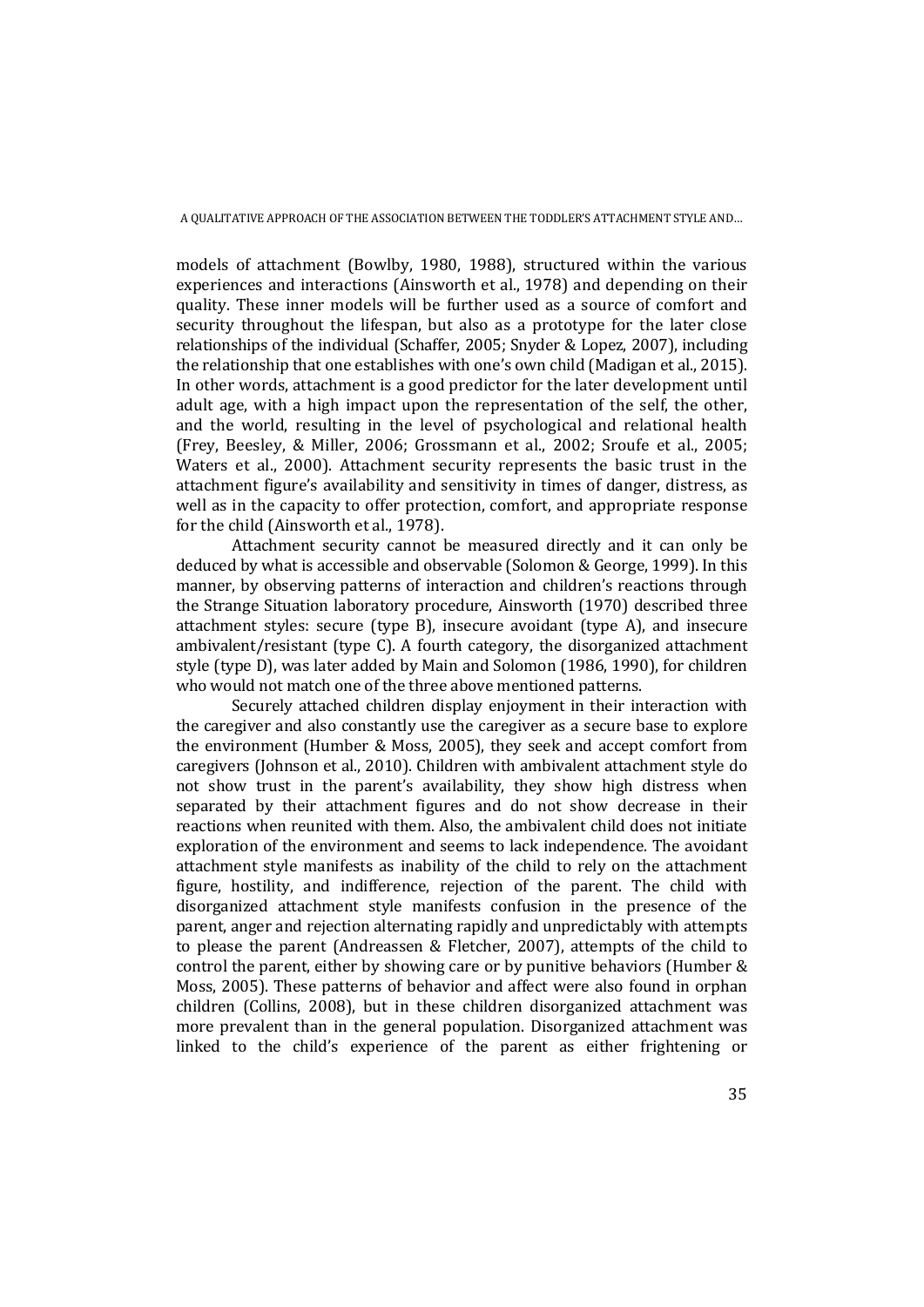models of attachment (Bowlby, 1980, 1988), structured within the various experiences and interactions (Ainsworth et al., 1978) and depending on their quality. These inner models will be further used as a source of comfort and security throughout the lifespan, but also as a prototype for the later close relationships of the individual (Schaffer, 2005; Snyder & Lopez, 2007), including the relationship that one establishes with one's own child (Madigan et al., 2015). In other words, attachment is a good predictor for the later development until adult age, with a high impact upon the representation of the self, the other, and the world, resulting in the level of psychological and relational health (Frey, Beesley, & Miller, 2006; Grossmann et al., 2002; Sroufe et al., 2005; Waters et al., 2000). Attachment security represents the basic trust in the attachment figure's availability and sensitivity in times of danger, distress, as well as in the capacity to offer protection, comfort, and appropriate response for the child (Ainsworth et al., 1978).

Attachment security cannot be measured directly and it can only be deduced by what is accessible and observable (Solomon & George, 1999). In this manner, by observing patterns of interaction and children's reactions through the Strange Situation laboratory procedure, Ainsworth (1970) described three attachment styles: secure (type B), insecure avoidant (type A), and insecure ambivalent/resistant (type C). A fourth category, the disorganized attachment style (type D), was later added by Main and Solomon (1986, 1990), for children who would not match one of the three above mentioned patterns.

Securely attached children display enjoyment in their interaction with the caregiver and also constantly use the caregiver as a secure base to explore the environment (Humber & Moss, 2005), they seek and accept comfort from caregivers (Johnson et al., 2010). Children with ambivalent attachment style do not show trust in the parent's availability, they show high distress when separated by their attachment figures and do not show decrease in their reactions when reunited with them. Also, the ambivalent child does not initiate exploration of the environment and seems to lack independence. The avoidant attachment style manifests as inability of the child to rely on the attachment figure, hostility, and indifference, rejection of the parent. The child with disorganized attachment style manifests confusion in the presence of the parent, anger and rejection alternating rapidly and unpredictably with attempts to please the parent (Andreassen & Fletcher, 2007), attempts of the child to control the parent, either by showing care or by punitive behaviors (Humber & Moss, 2005). These patterns of behavior and affect were also found in orphan children (Collins, 2008), but in these children disorganized attachment was more prevalent than in the general population. Disorganized attachment was linked to the child's experience of the parent as either frightening or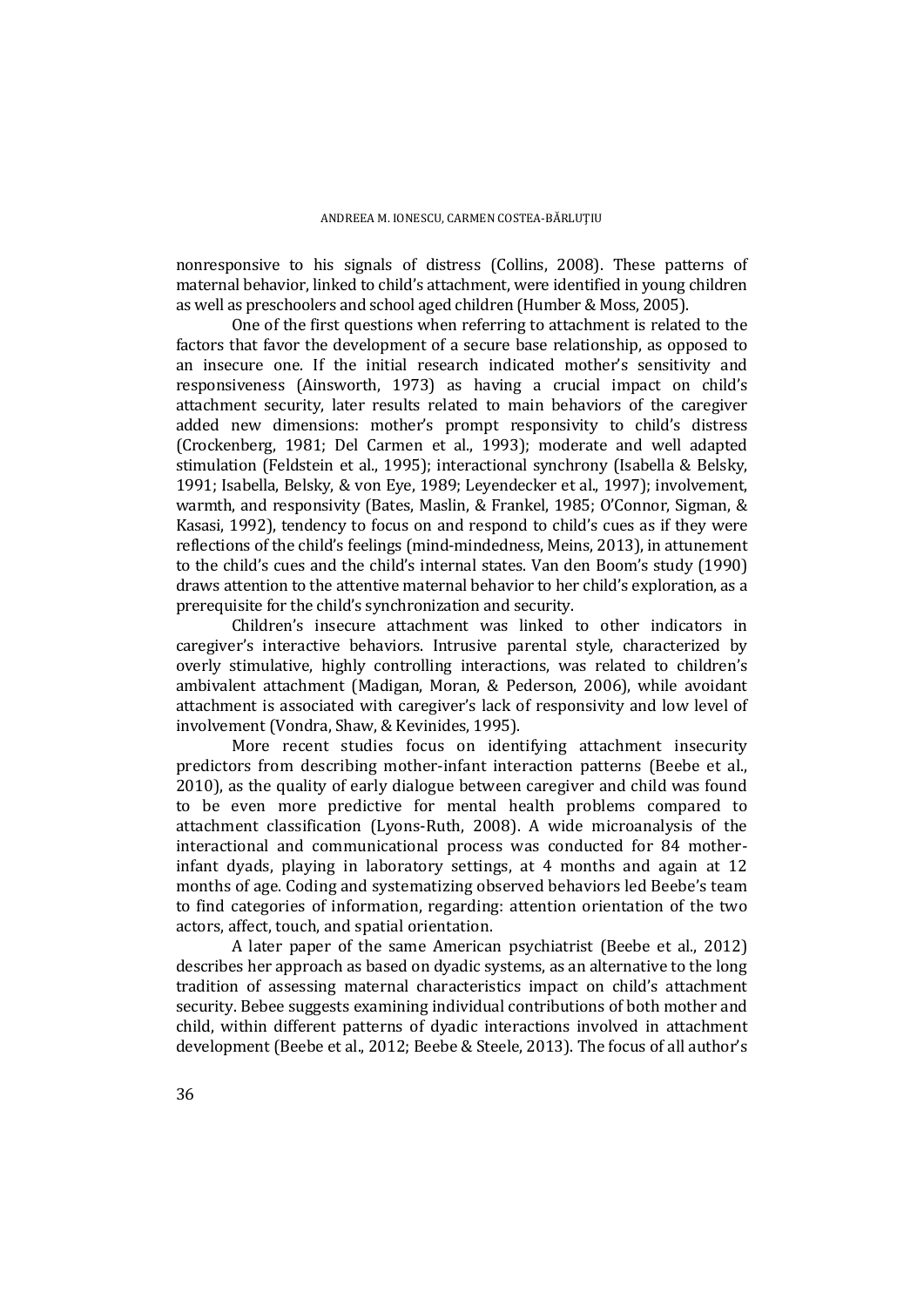nonresponsive to his signals of distress (Collins, 2008). These patterns of maternal behavior, linked to child's attachment, were identified in young children as well as preschoolers and school aged children (Humber & Moss, 2005).

One of the first questions when referring to attachment is related to the factors that favor the development of a secure base relationship, as opposed to an insecure one. If the initial research indicated mother's sensitivity and responsiveness (Ainsworth, 1973) as having a crucial impact on child's attachment security, later results related to main behaviors of the caregiver added new dimensions: mother's prompt responsivity to child's distress (Crockenberg, 1981; Del Carmen et al., 1993); moderate and well adapted stimulation (Feldstein et al., 1995); interactional synchrony (Isabella & Belsky, 1991; Isabella, Belsky, & von Eye, 1989; Leyendecker et al., 1997); involvement, warmth, and responsivity (Bates, Maslin, & Frankel, 1985; O'Connor, Sigman, & Kasasi, 1992), tendency to focus on and respond to child's cues as if they were reflections of the child's feelings (mind-mindedness, Meins, 2013), in attunement to the child's cues and the child's internal states. Van den Boom's study (1990) draws attention to the attentive maternal behavior to her child's exploration, as a prerequisite for the child's synchronization and security.

Children's insecure attachment was linked to other indicators in caregiver's interactive behaviors. Intrusive parental style, characterized by overly stimulative, highly controlling interactions, was related to children's ambivalent attachment (Madigan, Moran, & Pederson, 2006), while avoidant attachment is associated with caregiver's lack of responsivity and low level of involvement (Vondra, Shaw, & Kevinides, 1995).

More recent studies focus on identifying attachment insecurity predictors from describing mother-infant interaction patterns (Beebe et al., 2010), as the quality of early dialogue between caregiver and child was found to be even more predictive for mental health problems compared to attachment classification (Lyons-Ruth, 2008). A wide microanalysis of the interactional and communicational process was conducted for 84 mother-infant dyads, playing in laboratory settings, at 4 months and again at 12 months of age. Coding and systematizing observed behaviors led Beebe's team to find categories of information, regarding: attention orientation of the two actors, affect, touch, and spatial orientation.

A later paper of the same American psychiatrist (Beebe et al., 2012) describes her approach as based on dyadic systems, as an alternative to the long tradition of assessing maternal characteristics impact on child's attachment security. Bebee suggests examining individual contributions of both mother and child, within different patterns of dyadic interactions involved in attachment development (Beebe et al., 2012; Beebe & Steele, 2013). The focus of all author's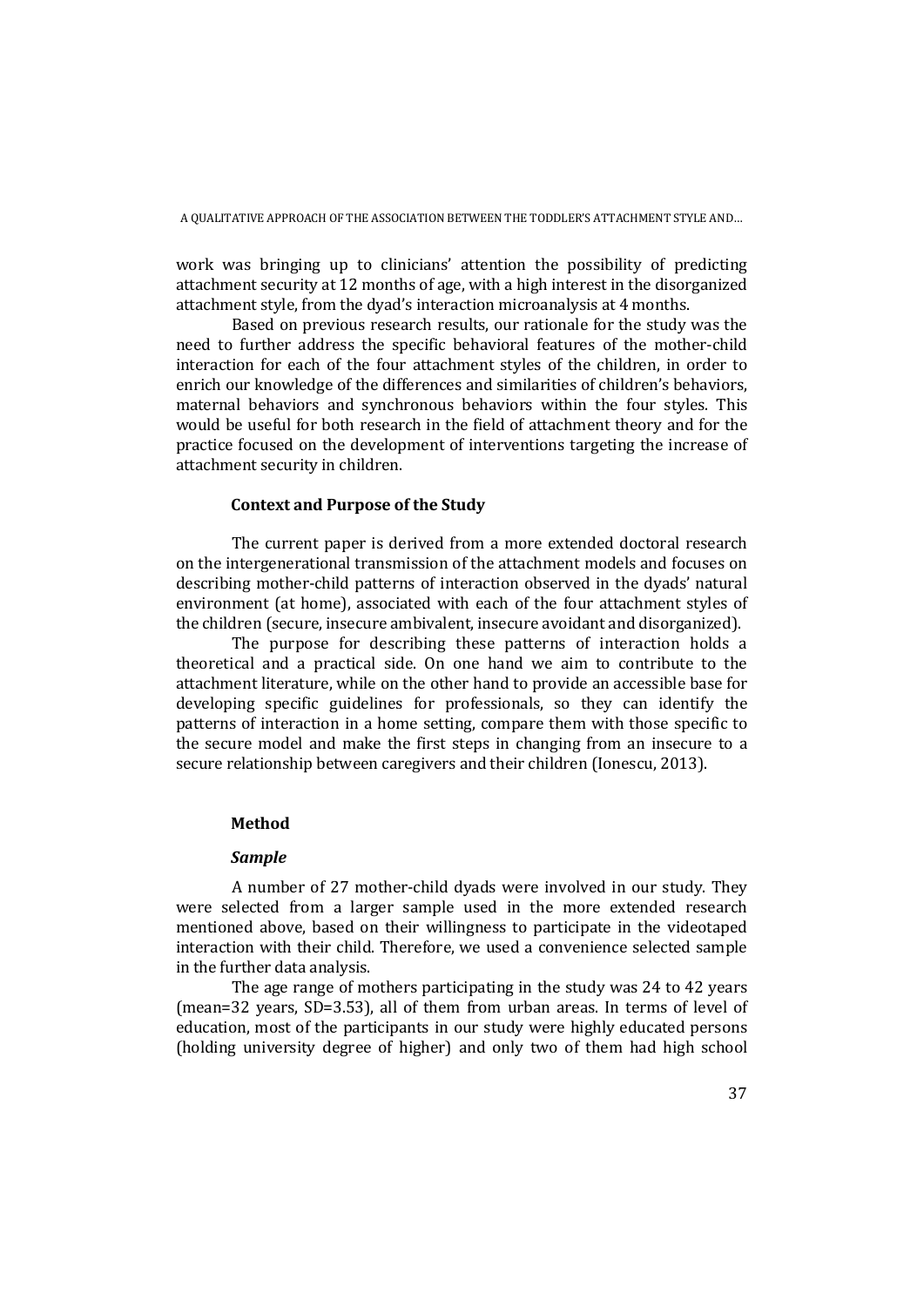work was bringing up to clinicians' attention the possibility of predicting attachment security at 12 months of age, with a high interest in the disorganized attachment style, from the dyad's interaction microanalysis at 4 months.

Based on previous research results, our rationale for the study was the need to further address the specific behavioral features of the mother-child interaction for each of the four attachment styles of the children, in order to enrich our knowledge of the differences and similarities of children's behaviors, maternal behaviors and synchronous behaviors within the four styles. This would be useful for both research in the field of attachment theory and for the practice focused on the development of interventions targeting the increase of attachment security in children.

## Context and Purpose of the Study

The current paper is derived from a more extended doctoral research on the intergenerational transmission of the attachment models and focuses on describing mother-child patterns of interaction observed in the dyads' natural environment (at home), associated with each of the four attachment styles of the children (secure, insecure ambivalent, insecure avoidant and disorganized).

The purpose for describing these patterns of interaction holds a theoretical and a practical side. On one hand we aim to contribute to the attachment literature, while on the other hand to provide an accessible base for developing specific guidelines for professionals, so they can identify the patterns of interaction in a home setting, compare them with those specific to the secure model and make the first steps in changing from an insecure to a secure relationship between caregivers and their children (Ionescu, 2013).

## Method

### *Sample*

A number of 27 mother-child dyads were involved in our study. They were selected from a larger sample used in the more extended research mentioned above, based on their willingness to participate in the videotaped interaction with their child. Therefore, we used a convenience selected sample in the further data analysis.

The age range of mothers participating in the study was 24 to 42 years (mean=32 years, SD=3.53), all of them from urban areas. In terms of level of education, most of the participants in our study were highly educated persons (holding university degree of higher) and only two of them had high school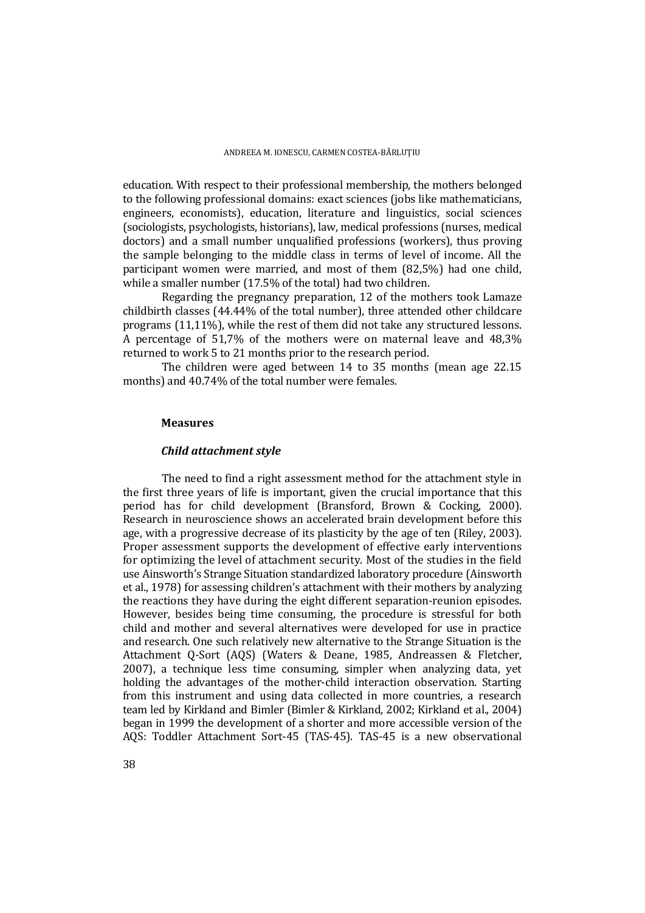education. With respect to their professional membership, the mothers belonged to the following professional domains: exact sciences (jobs like mathematicians, engineers, economists), education, literature and linguistics, social sciences (sociologists, psychologists, historians), law, medical professions (nurses, medical doctors) and a small number unqualified professions (workers), thus proving the sample belonging to the middle class in terms of level of income. All the participant women were married, and most of them (82,5%) had one child, while a smaller number (17.5% of the total) had two children.

Regarding the pregnancy preparation, 12 of the mothers took Lamaze childbirth classes (44.44% of the total number), three attended other childcare programs (11,11%), while the rest of them did not take any structured lessons. A percentage of 51,7% of the mothers were on maternal leave and 48,3% returned to work 5 to 21 months prior to the research period.

The children were aged between 14 to 35 months (mean age 22.15 months) and 40.74% of the total number were females.

### Measures

#### *Child attachment style*

The need to find a right assessment method for the attachment style in the first three years of life is important, given the crucial importance that this period has for child development (Bransford, Brown & Cocking, 2000). Research in neuroscience shows an accelerated brain development before this age, with a progressive decrease of its plasticity by the age of ten (Riley, 2003). Proper assessment supports the development of effective early interventions for optimizing the level of attachment security. Most of the studies in the field use Ainsworth's Strange Situation standardized laboratory procedure (Ainsworth et al., 1978) for assessing children's attachment with their mothers by analyzing the reactions they have during the eight different separation-reunion episodes. However, besides being time consuming, the procedure is stressful for both child and mother and several alternatives were developed for use in practice and research. One such relatively new alternative to the Strange Situation is the Attachment Q-Sort (AQS) (Waters & Deane, 1985, Andreassen & Fletcher, 2007), a technique less time consuming, simpler when analyzing data, yet holding the advantages of the mother-child interaction observation. Starting from this instrument and using data collected in more countries, a research team led by Kirkland and Bimler (Bimler & Kirkland, 2002; Kirkland et al., 2004) began in 1999 the development of a shorter and more accessible version of the AQS: Toddler Attachment Sort-45 (TAS-45). TAS-45 is a new observational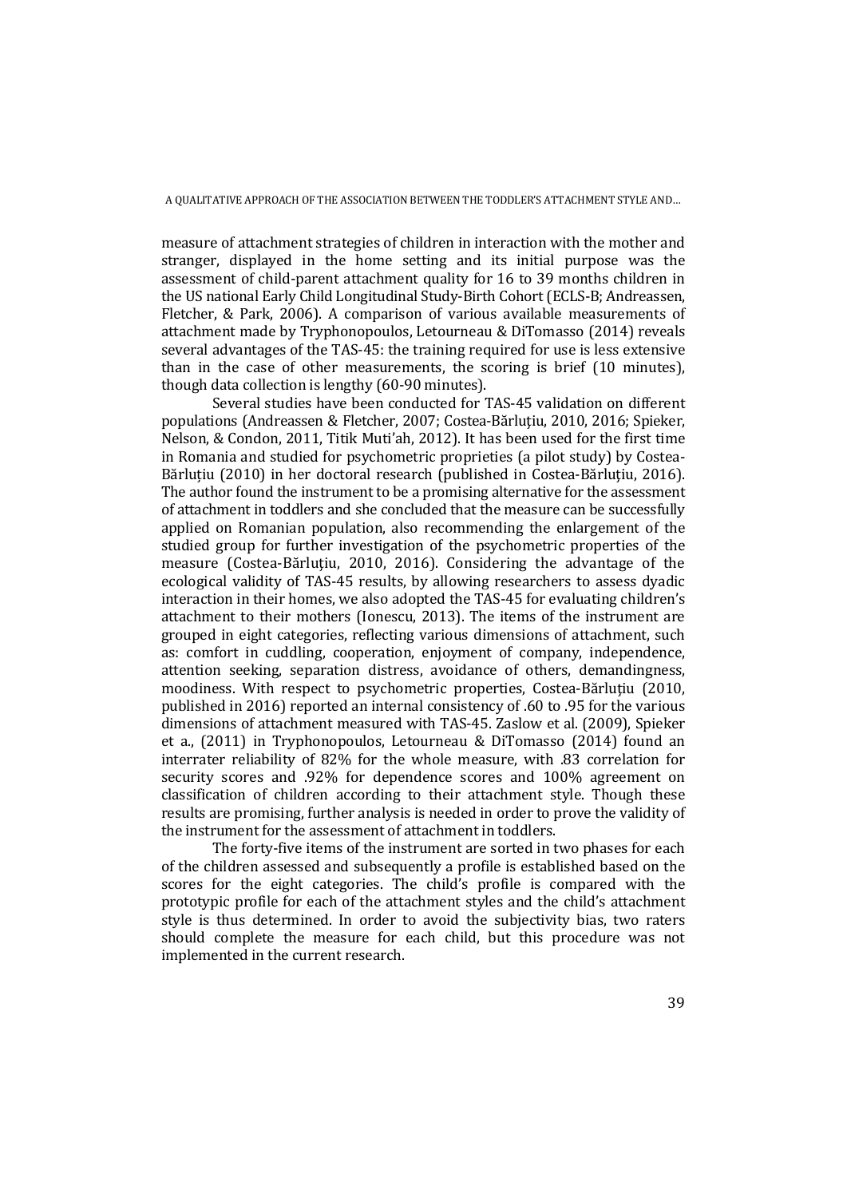measure of attachment strategies of children in interaction with the mother and stranger, displayed in the home setting and its initial purpose was the assessment of child-parent attachment quality for 16 to 39 months children in the US national Early Child Longitudinal Study-Birth Cohort (ECLS-B; Andreassen, Fletcher, & Park, 2006). A comparison of various available measurements of attachment made by Tryphonopoulos, Letourneau & DiTomasso (2014) reveals several advantages of the TAS-45: the training required for use is less extensive than in the case of other measurements, the scoring is brief (10 minutes), though data collection is lengthy (60-90 minutes).

Several studies have been conducted for TAS-45 validation on different populations (Andreassen & Fletcher, 2007; Costea-Bărluțiu, 2010, 2016; Spieker, Nelson, & Condon, 2011, Titik Muti'ah, 2012). It has been used for the first time in Romania and studied for psychometric proprieties (a pilot study) by Costea-Bărluțiu (2010) in her doctoral research (published in Costea-Bărluțiu, 2016). The author found the instrument to be a promising alternative for the assessment of attachment in toddlers and she concluded that the measure can be successfully applied on Romanian population, also recommending the enlargement of the studied group for further investigation of the psychometric properties of the measure (Costea-Bărluțiu, 2010, 2016). Considering the advantage of the ecological validity of TAS-45 results, by allowing researchers to assess dyadic interaction in their homes, we also adopted the TAS-45 for evaluating children's attachment to their mothers (Ionescu, 2013). The items of the instrument are grouped in eight categories, reflecting various dimensions of attachment, such as: comfort in cuddling, cooperation, enjoyment of company, independence, attention seeking, separation distress, avoidance of others, demandingness, moodiness. With respect to psychometric properties, Costea-Bărluțiu (2010, published in 2016) reported an internal consistency of .60 to .95 for the various dimensions of attachment measured with TAS-45. Zaslow et al. (2009), Spieker et a., (2011) in Tryphonopoulos, Letourneau & DiTomasso (2014) found an interrater reliability of 82% for the whole measure, with .83 correlation for security scores and .92% for dependence scores and 100% agreement on classification of children according to their attachment style. Though these results are promising, further analysis is needed in order to prove the validity of the instrument for the assessment of attachment in toddlers.

The forty-five items of the instrument are sorted in two phases for each of the children assessed and subsequently a profile is established based on the scores for the eight categories. The child's profile is compared with the prototypic profile for each of the attachment styles and the child's attachment style is thus determined. In order to avoid the subjectivity bias, two raters should complete the measure for each child, but this procedure was not implemented in the current research.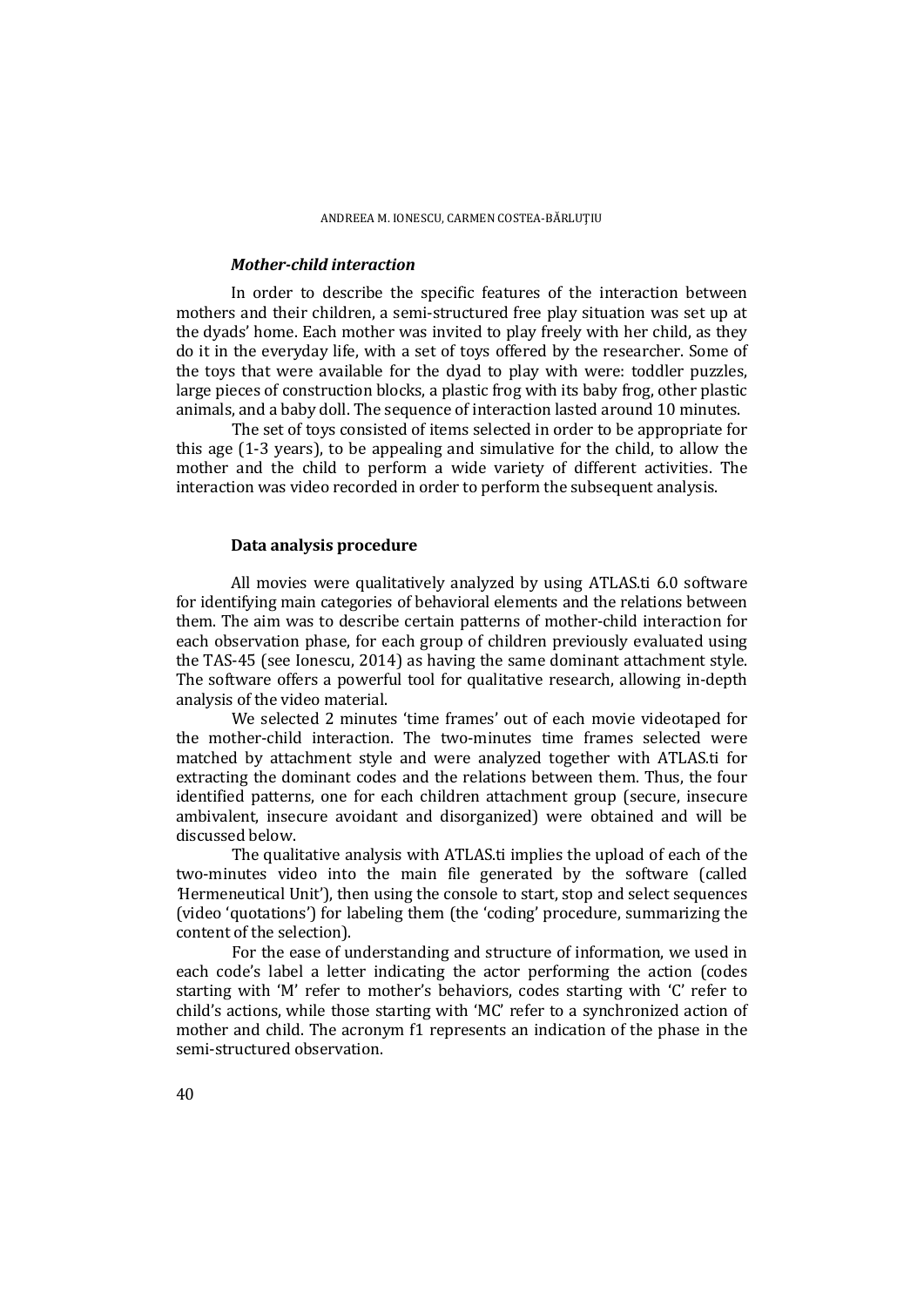### *Mother-child interaction*

In order to describe the specific features of the interaction between mothers and their children, a semi-structured free play situation was set up at the dyads' home. Each mother was invited to play freely with her child, as they do it in the everyday life, with a set of toys offered by the researcher. Some of the toys that were available for the dyad to play with were: toddler puzzles, large pieces of construction blocks, a plastic frog with its baby frog, other plastic animals, and a baby doll. The sequence of interaction lasted around 10 minutes.

The set of toys consisted of items selected in order to be appropriate for this age (1-3 years), to be appealing and simulative for the child, to allow the mother and the child to perform a wide variety of different activities. The interaction was video recorded in order to perform the subsequent analysis.

## Data analysis procedure

All movies were qualitatively analyzed by using ATLAS.ti 6.0 software for identifying main categories of behavioral elements and the relations between them. The aim was to describe certain patterns of mother-child interaction for each observation phase, for each group of children previously evaluated using the TAS-45 (see Ionescu, 2014) as having the same dominant attachment style. The software offers a powerful tool for qualitative research, allowing in-depth analysis of the video material.

We selected 2 minutes 'time frames' out of each movie videotaped for the mother-child interaction. The two-minutes time frames selected were matched by attachment style and were analyzed together with ATLAS.ti for extracting the dominant codes and the relations between them. Thus, the four identified patterns, one for each children attachment group (secure, insecure ambivalent, insecure avoidant and disorganized) were obtained and will be discussed below.

The qualitative analysis with ATLAS.ti implies the upload of each of the two-minutes video into the main file generated by the software (called 'Hermeneutical Unit'), then using the console to start, stop and select sequences (video 'quotations') for labeling them (the 'coding' procedure, summarizing the content of the selection).

For the ease of understanding and structure of information, we used in each code's label a letter indicating the actor performing the action (codes starting with 'M' refer to mother's behaviors, codes starting with 'C' refer to child's actions, while those starting with 'MC' refer to a synchronized action of mother and child. The acronym f1 represents an indication of the phase in the semi-structured observation.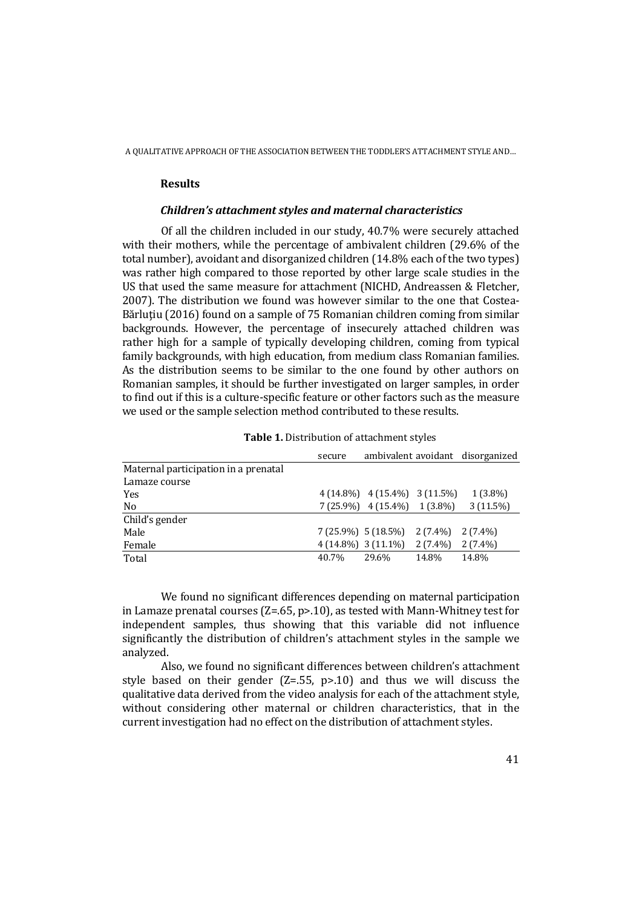## Results

### *Children's attachment styles and maternal characteristics*

Of all the children included in our study, 40.7% were securely attached with their mothers, while the percentage of ambivalent children (29.6% of the total number), avoidant and disorganized children (14.8% each of the two types) was rather high compared to those reported by other large scale studies in the US that used the same measure for attachment (NICHD, Andreassen & Fletcher, 2007). The distribution we found was however similar to the one that Costea-Bărluțiu (2016) found on a sample of 75 Romanian children coming from similar backgrounds. However, the percentage of insecurely attached children was rather high for a sample of typically developing children, coming from typical family backgrounds, with high education, from medium class Romanian families. As the distribution seems to be similar to the one found by other authors on Romanian samples, it should be further investigated on larger samples, in order to find out if this is a culture-specific feature or other factors such as the measure we used or the sample selection method contributed to these results.

**Table 1.** Distribution of attachment styles

| | secure | ambivalent | avoidant | disorganized |
|---|---|---|---|---|
| Maternal participation in a prenatal Lamaze course | | | | |
| Yes | 4 (14.8%) | 4 (15.4%) | 3 (11.5%) | 1 (3.8%) |
| No | 7 (25.9%) | 4 (15.4%) | 1 (3.8%) | 3 (11.5%) |
| Child's gender | | | | |
| Male | 7 (25.9%) | 5 (18.5%) | 2 (7.4%) | 2 (7.4%) |
| Female | 4 (14.8%) | 3 (11.1%) | 2 (7.4%) | 2 (7.4%) |
| Total | 40.7% | 29.6% | 14.8% | 14.8% |

We found no significant differences depending on maternal participation in Lamaze prenatal courses ($Z=.65$, $p>.10$), as tested with Mann-Whitney test for independent samples, thus showing that this variable did not influence significantly the distribution of children's attachment styles in the sample we analyzed.

Also, we found no significant differences between children's attachment style based on their gender ($Z=.55$, $p>.10$) and thus we will discuss the qualitative data derived from the video analysis for each of the attachment style, without considering other maternal or children characteristics, that in the current investigation had no effect on the distribution of attachment styles.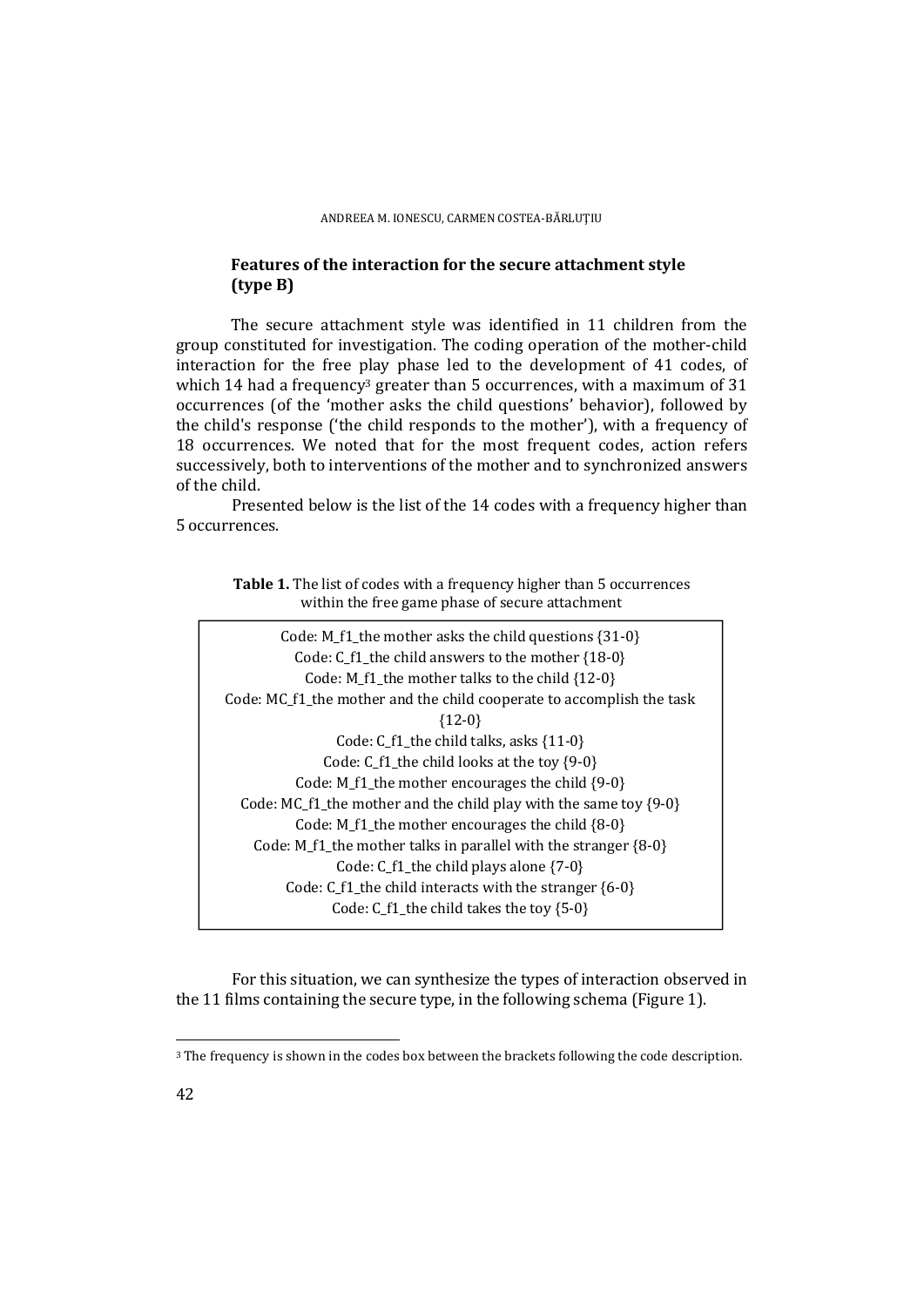### Features of the interaction for the secure attachment style (type B)

The secure attachment style was identified in 11 children from the group constituted for investigation. The coding operation of the mother-child interaction for the free play phase led to the development of 41 codes, of which 14 had a frequency[3] greater than 5 occurrences, with a maximum of 31 occurrences (of the 'mother asks the child questions' behavior), followed by the child's response ('the child responds to the mother'), with a frequency of 18 occurrences. We noted that for the most frequent codes, action refers successively, both to interventions of the mother and to synchronized answers of the child.

Presented below is the list of the 14 codes with a frequency higher than 5 occurrences.

**Table 1.** The list of codes with a frequency higher than 5 occurrences within the free game phase of secure attachment

| |
|---|
| Code: M_f1_the mother asks the child questions {31-0} |
| Code: C_f1_the child answers to the mother {18-0} |
| Code: M_f1_the mother talks to the child {12-0} |
| Code: MC_f1_the mother and the child cooperate to accomplish the task {12-0} |
| Code: C_f1_the child talks, asks {11-0} |
| Code: C_f1_the child looks at the toy {9-0} |
| Code: M_f1_the mother encourages the child {9-0} |
| Code: MC_f1_the mother and the child play with the same toy {9-0} |
| Code: M_f1_the mother encourages the child {8-0} |
| Code: M_f1_the mother talks in parallel with the stranger {8-0} |
| Code: C_f1_the child plays alone {7-0} |
| Code: C_f1_the child interacts with the stranger {6-0} |
| Code: C_f1_the child takes the toy {5-0} |

For this situation, we can synthesize the types of interaction observed in the 11 films containing the secure type, in the following schema (Figure 1).

[3] The frequency is shown in the codes box between the brackets following the code description.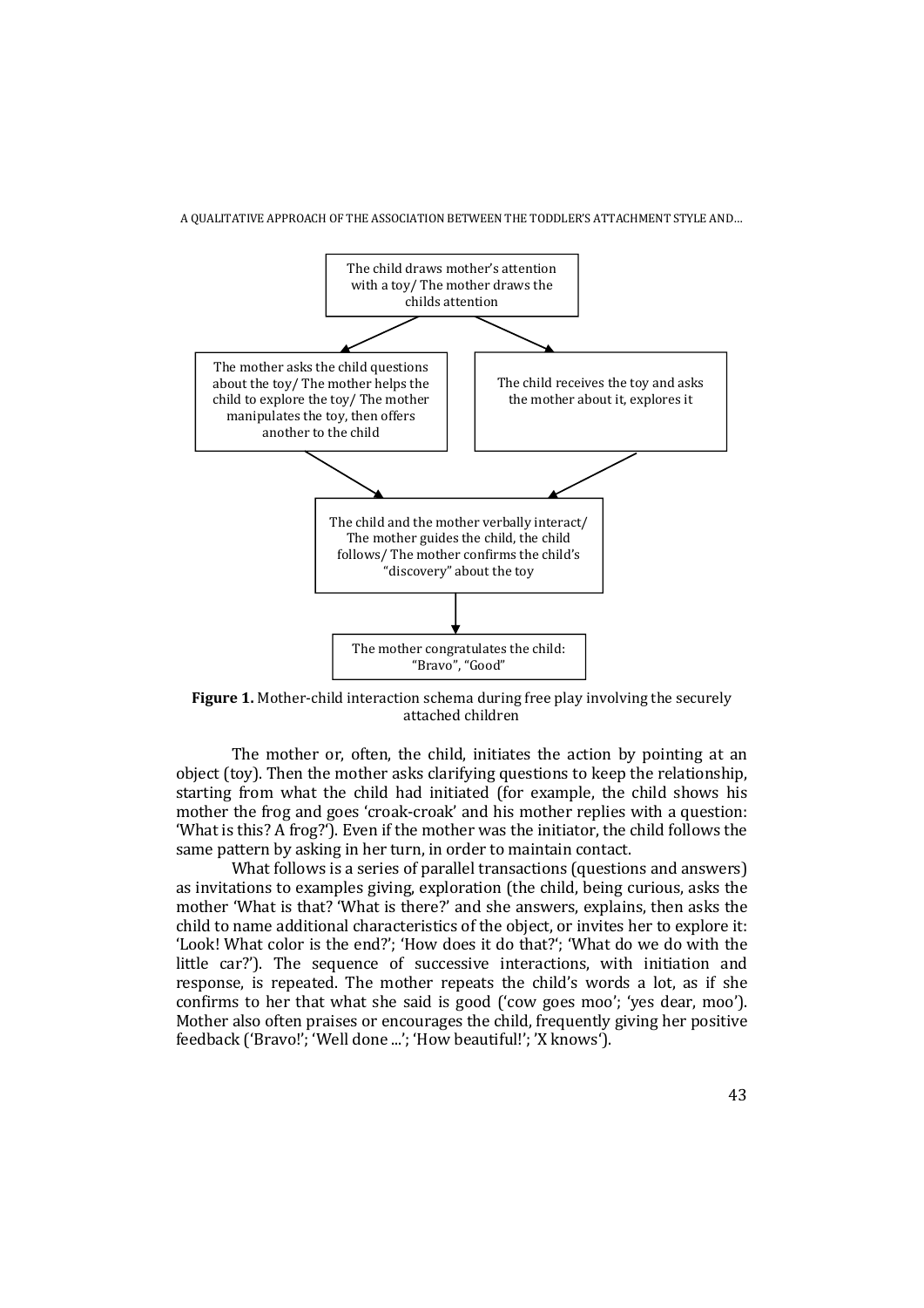The child draws mother's attention with a toy/ The mother draws the childs attention

The mother asks the child questions about the toy/ The mother helps the child to explore the toy/ The mother manipulates the toy, then offers another to the child

The child receives the toy and asks the mother about it, explores it

The child and the mother verbally interact/ The mother guides the child, the child follows/ The mother confirms the child's "discovery" about the toy

The mother congratulates the child: "Bravo", "Good"

**Figure 1.** Mother-child interaction schema during free play involving the securely attached children

The mother or, often, the child, initiates the action by pointing at an object (toy). Then the mother asks clarifying questions to keep the relationship, starting from what the child had initiated (for example, the child shows his mother the frog and goes 'croak-croak' and his mother replies with a question: 'What is this? A frog?'). Even if the mother was the initiator, the child follows the same pattern by asking in her turn, in order to maintain contact.

What follows is a series of parallel transactions (questions and answers) as invitations to examples giving, exploration (the child, being curious, asks the mother 'What is that? 'What is there?' and she answers, explains, then asks the child to name additional characteristics of the object, or invites her to explore it: 'Look! What color is the end?'; 'How does it do that?'; 'What do we do with the little car?'). The sequence of successive interactions, with initiation and response, is repeated. The mother repeats the child's words a lot, as if she confirms to her that what she said is good ('cow goes moo'; 'yes dear, moo'). Mother also often praises or encourages the child, frequently giving her positive feedback ('Bravo!'; 'Well done ...'; 'How beautiful!'; 'X knows').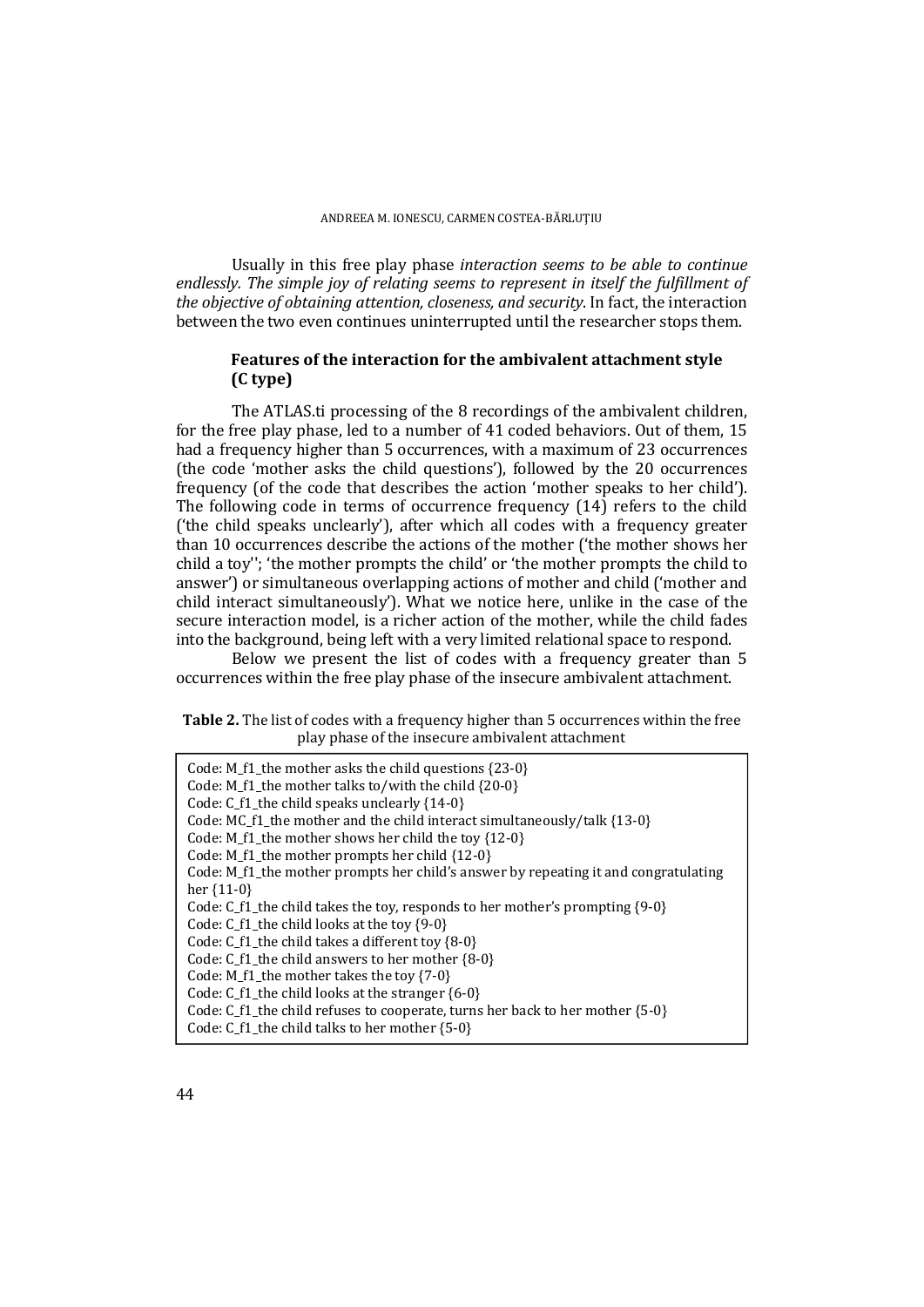Usually in this free play phase *interaction seems to be able to continue endlessly. The simple joy of relating seems to represent in itself the fulfillment of the objective of obtaining attention, closeness, and security*. In fact, the interaction between the two even continues uninterrupted until the researcher stops them.

### Features of the interaction for the ambivalent attachment style (C type)

The ATLAS.ti processing of the 8 recordings of the ambivalent children, for the free play phase, led to a number of 41 coded behaviors. Out of them, 15 had a frequency higher than 5 occurrences, with a maximum of 23 occurrences (the code 'mother asks the child questions'), followed by the 20 occurrences frequency (of the code that describes the action 'mother speaks to her child'). The following code in terms of occurrence frequency (14) refers to the child ('the child speaks unclearly'), after which all codes with a frequency greater than 10 occurrences describe the actions of the mother ('the mother shows her child a toy''; 'the mother prompts the child' or 'the mother prompts the child to answer') or simultaneous overlapping actions of mother and child ('mother and child interact simultaneously'). What we notice here, unlike in the case of the secure interaction model, is a richer action of the mother, while the child fades into the background, being left with a very limited relational space to respond.

Below we present the list of codes with a frequency greater than 5 occurrences within the free play phase of the insecure ambivalent attachment.

**Table 2.** The list of codes with a frequency higher than 5 occurrences within the free play phase of the insecure ambivalent attachment

| |
|---|
| Code: M_f1_the mother asks the child questions {23-0} |
| Code: M_f1_the mother talks to/with the child {20-0} |
| Code: C_f1_the child speaks unclearly {14-0} |
| Code: MC_f1_the mother and the child interact simultaneously/talk {13-0} |
| Code: M_f1_the mother shows her child the toy {12-0} |
| Code: M_f1_the mother prompts her child {12-0} |
| Code: M_f1_the mother prompts her child's answer by repeating it and congratulating her {11-0} |
| Code: C_f1_the child takes the toy, responds to her mother's prompting {9-0} |
| Code: C_f1_the child looks at the toy {9-0} |
| Code: C_f1_the child takes a different toy {8-0} |
| Code: C_f1_the child answers to her mother {8-0} |
| Code: M_f1_the mother takes the toy {7-0} |
| Code: C_f1_the child looks at the stranger {6-0} |
| Code: C_f1_the child refuses to cooperate, turns her back to her mother {5-0} |
| Code: C_f1_the child talks to her mother {5-0} |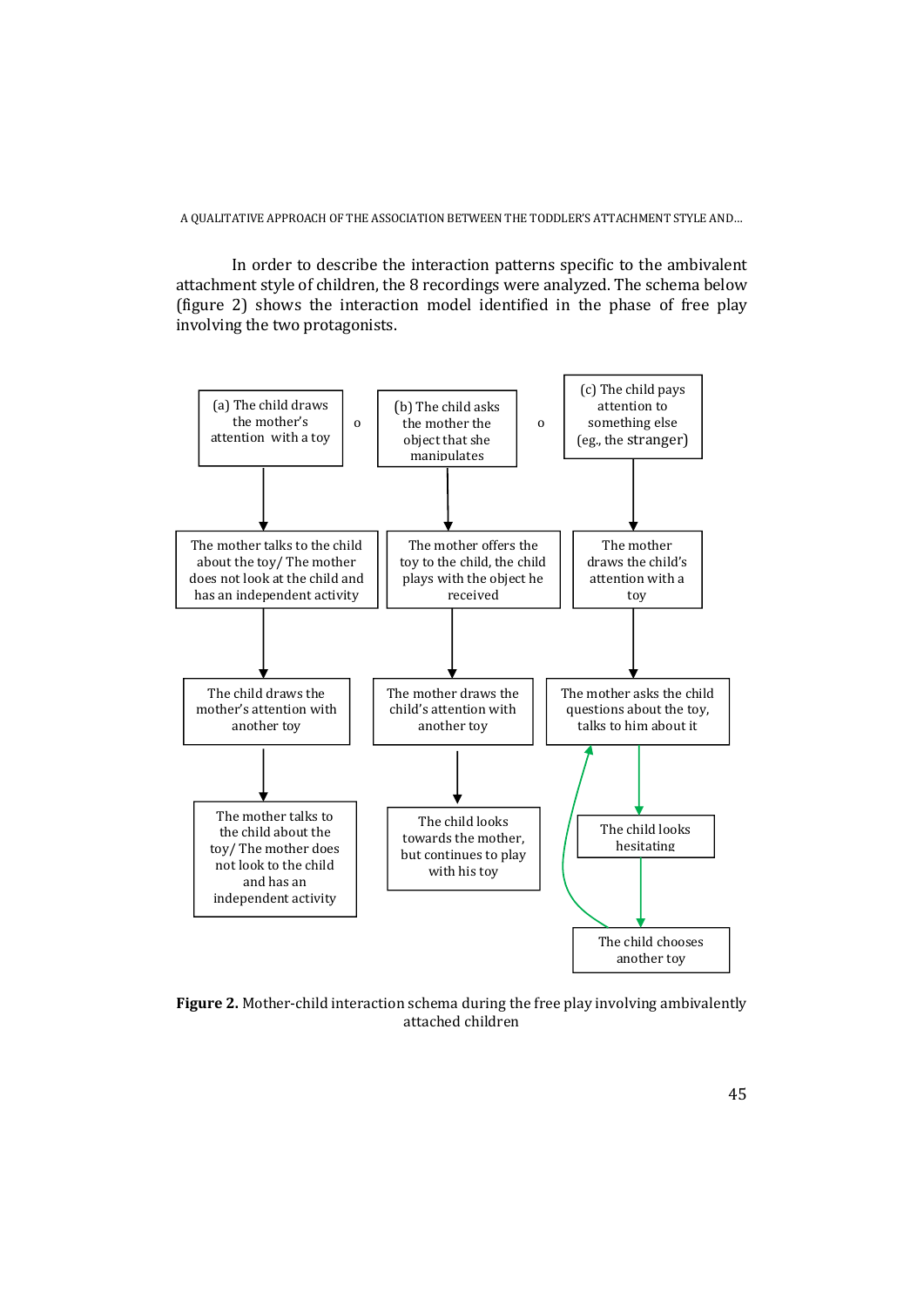In order to describe the interaction patterns specific to the ambivalent attachment style of children, the 8 recordings were analyzed. The schema below (figure 2) shows the interaction model identified in the phase of free play involving the two protagonists.

(a) The child draws the mother's attention with a toy

o

(b) The child asks the mother the object that she manipulates

o

(c) The child pays attention to something else (eg., the stranger)

The mother talks to the child about the toy/ The mother does not look at the child and has an independent activity

The mother offers the toy to the child, the child plays with the object he received

The mother draws the child's attention with a toy

The child draws the mother's attention with another toy

The mother draws the child's attention with another toy

The mother asks the child questions about the toy, talks to him about it

The mother talks to the child about the toy/ The mother does not look to the child and has an independent activity

The child looks towards the mother, but continues to play with his toy

The child looks hesitating

The child chooses another toy

**Figure 2.** Mother-child interaction schema during the free play involving ambivalently attached children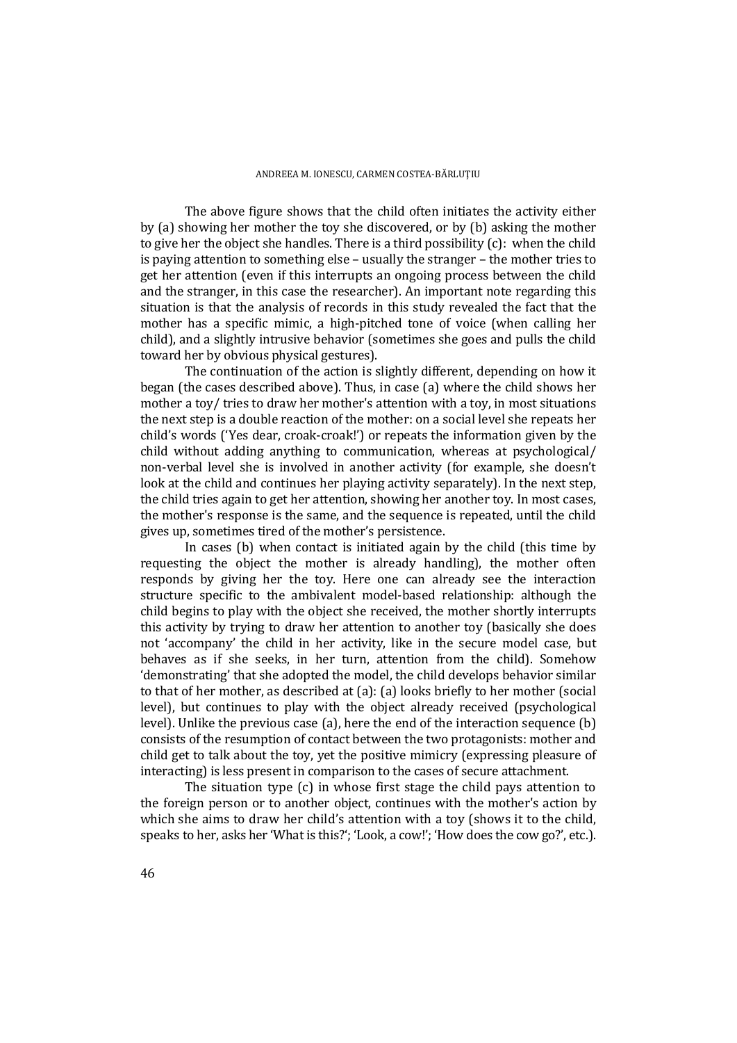The above figure shows that the child often initiates the activity either by (a) showing her mother the toy she discovered, or by (b) asking the mother to give her the object she handles. There is a third possibility (c): when the child is paying attention to something else – usually the stranger – the mother tries to get her attention (even if this interrupts an ongoing process between the child and the stranger, in this case the researcher). An important note regarding this situation is that the analysis of records in this study revealed the fact that the mother has a specific mimic, a high-pitched tone of voice (when calling her child), and a slightly intrusive behavior (sometimes she goes and pulls the child toward her by obvious physical gestures).

The continuation of the action is slightly different, depending on how it began (the cases described above). Thus, in case (a) where the child shows her mother a toy/ tries to draw her mother's attention with a toy, in most situations the next step is a double reaction of the mother: on a social level she repeats her child's words ('Yes dear, croak-croak!') or repeats the information given by the child without adding anything to communication, whereas at psychological/ non-verbal level she is involved in another activity (for example, she doesn't look at the child and continues her playing activity separately). In the next step, the child tries again to get her attention, showing her another toy. In most cases, the mother's response is the same, and the sequence is repeated, until the child gives up, sometimes tired of the mother's persistence.

In cases (b) when contact is initiated again by the child (this time by requesting the object the mother is already handling), the mother often responds by giving her the toy. Here one can already see the interaction structure specific to the ambivalent model-based relationship: although the child begins to play with the object she received, the mother shortly interrupts this activity by trying to draw her attention to another toy (basically she does not 'accompany' the child in her activity, like in the secure model case, but behaves as if she seeks, in her turn, attention from the child). Somehow 'demonstrating' that she adopted the model, the child develops behavior similar to that of her mother, as described at (a): (a) looks briefly to her mother (social level), but continues to play with the object already received (psychological level). Unlike the previous case (a), here the end of the interaction sequence (b) consists of the resumption of contact between the two protagonists: mother and child get to talk about the toy, yet the positive mimicry (expressing pleasure of interacting) is less present in comparison to the cases of secure attachment.

The situation type (c) in whose first stage the child pays attention to the foreign person or to another object, continues with the mother's action by which she aims to draw her child's attention with a toy (shows it to the child, speaks to her, asks her 'What is this?'; 'Look, a cow!'; 'How does the cow go?', etc.).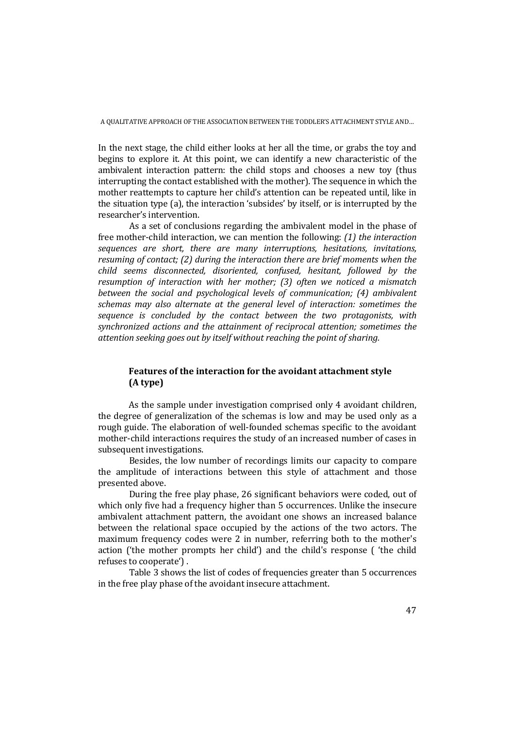In the next stage, the child either looks at her all the time, or grabs the toy and begins to explore it. At this point, we can identify a new characteristic of the ambivalent interaction pattern: the child stops and chooses a new toy (thus interrupting the contact established with the mother). The sequence in which the mother reattempts to capture her child's attention can be repeated until, like in the situation type (a), the interaction 'subsides' by itself, or is interrupted by the researcher's intervention.

As a set of conclusions regarding the ambivalent model in the phase of free mother-child interaction, we can mention the following: *(1) the interaction sequences are short, there are many interruptions, hesitations, invitations, resuming of contact; (2) during the interaction there are brief moments when the child seems disconnected, disoriented, confused, hesitant, followed by the resumption of interaction with her mother; (3) often we noticed a mismatch between the social and psychological levels of communication; (4) ambivalent schemas may also alternate at the general level of interaction: sometimes the sequence is concluded by the contact between the two protagonists, with synchronized actions and the attainment of reciprocal attention; sometimes the attention seeking goes out by itself without reaching the point of sharing.*

## Features of the interaction for the avoidant attachment style (A type)

As the sample under investigation comprised only 4 avoidant children, the degree of generalization of the schemas is low and may be used only as a rough guide. The elaboration of well-founded schemas specific to the avoidant mother-child interactions requires the study of an increased number of cases in subsequent investigations.

Besides, the low number of recordings limits our capacity to compare the amplitude of interactions between this style of attachment and those presented above.

During the free play phase, 26 significant behaviors were coded, out of which only five had a frequency higher than 5 occurrences. Unlike the insecure ambivalent attachment pattern, the avoidant one shows an increased balance between the relational space occupied by the actions of the two actors. The maximum frequency codes were 2 in number, referring both to the mother's action ('the mother prompts her child') and the child's response ( 'the child refuses to cooperate') .

Table 3 shows the list of codes of frequencies greater than 5 occurrences in the free play phase of the avoidant insecure attachment.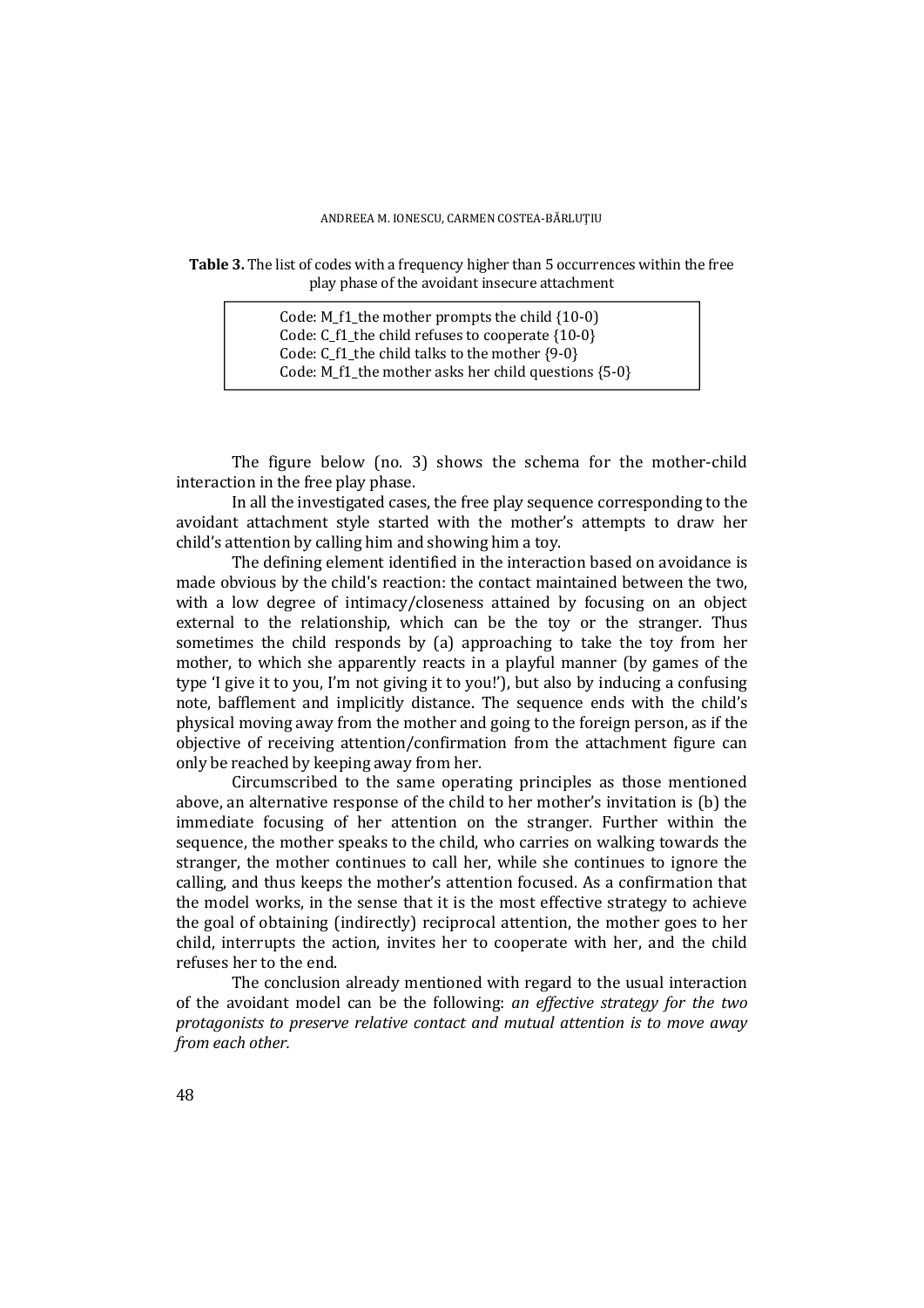**Table 3.** The list of codes with a frequency higher than 5 occurrences within the free play phase of the avoidant insecure attachment

```
Code: M_f1_the mother prompts the child {10-0}
Code: C_f1_the child refuses to cooperate {10-0}
Code: C_f1_the child talks to the mother {9-0}
Code: M_f1_the mother asks her child questions {5-0}
```

The figure below (no. 3) shows the schema for the mother-child interaction in the free play phase.

In all the investigated cases, the free play sequence corresponding to the avoidant attachment style started with the mother's attempts to draw her child's attention by calling him and showing him a toy.

The defining element identified in the interaction based on avoidance is made obvious by the child's reaction: the contact maintained between the two, with a low degree of intimacy/closeness attained by focusing on an object external to the relationship, which can be the toy or the stranger. Thus sometimes the child responds by (a) approaching to take the toy from her mother, to which she apparently reacts in a playful manner (by games of the type 'I give it to you, I'm not giving it to you!'), but also by inducing a confusing note, bafflement and implicitly distance. The sequence ends with the child's physical moving away from the mother and going to the foreign person, as if the objective of receiving attention/confirmation from the attachment figure can only be reached by keeping away from her.

Circumscribed to the same operating principles as those mentioned above, an alternative response of the child to her mother's invitation is (b) the immediate focusing of her attention on the stranger. Further within the sequence, the mother speaks to the child, who carries on walking towards the stranger, the mother continues to call her, while she continues to ignore the calling, and thus keeps the mother's attention focused. As a confirmation that the model works, in the sense that it is the most effective strategy to achieve the goal of obtaining (indirectly) reciprocal attention, the mother goes to her child, interrupts the action, invites her to cooperate with her, and the child refuses her to the end.

The conclusion already mentioned with regard to the usual interaction of the avoidant model can be the following: *an effective strategy for the two protagonists to preserve relative contact and mutual attention is to move away from each other.*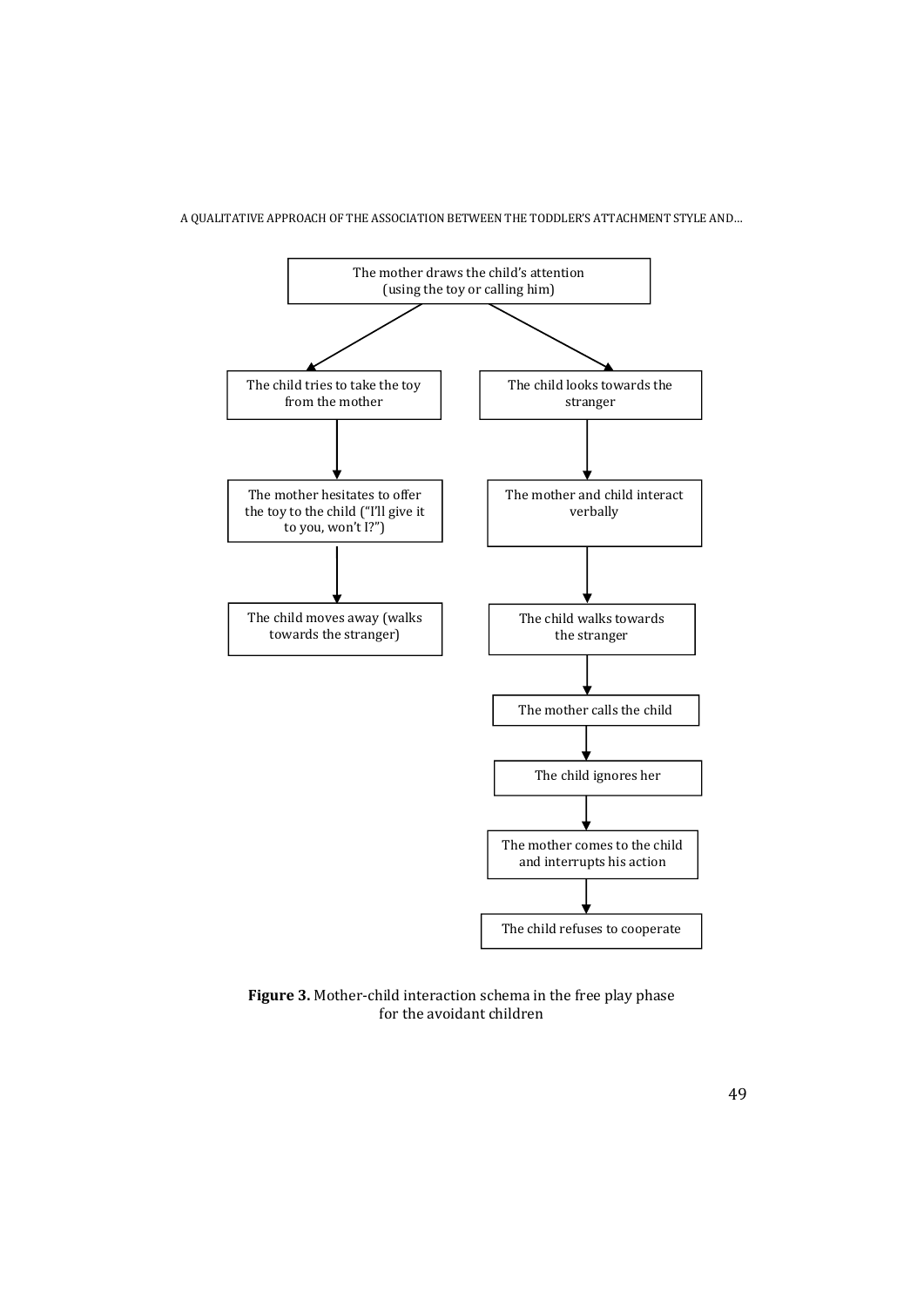The mother draws the child's attention (using the toy or calling him)

- Left branch:
  - The child tries to take the toy from the mother
  - The mother hesitates to offer the toy to the child ("I'll give it to you, won't I?")
  - The child moves away (walks towards the stranger)
- Right branch:
  - The child looks towards the stranger
  - The mother and child interact verbally
  - The child walks towards the stranger
  - The mother calls the child
  - The child ignores her
  - The mother comes to the child and interrupts his action
  - The child refuses to cooperate

**Figure 3.** Mother-child interaction schema in the free play phase for the avoidant children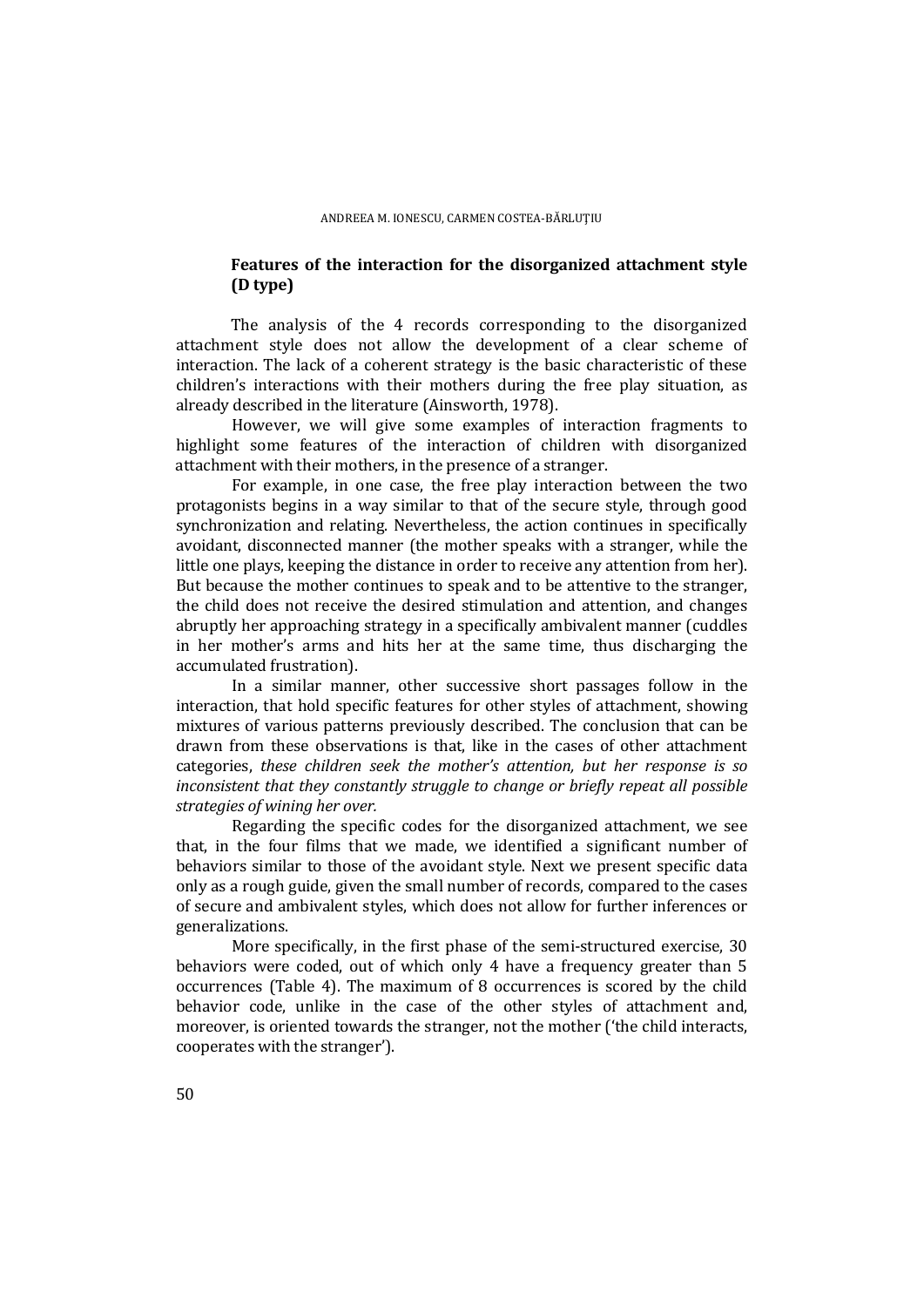### **Features of the interaction for the disorganized attachment style (D type)**

The analysis of the 4 records corresponding to the disorganized attachment style does not allow the development of a clear scheme of interaction. The lack of a coherent strategy is the basic characteristic of these children's interactions with their mothers during the free play situation, as already described in the literature (Ainsworth, 1978).

However, we will give some examples of interaction fragments to highlight some features of the interaction of children with disorganized attachment with their mothers, in the presence of a stranger.

For example, in one case, the free play interaction between the two protagonists begins in a way similar to that of the secure style, through good synchronization and relating. Nevertheless, the action continues in specifically avoidant, disconnected manner (the mother speaks with a stranger, while the little one plays, keeping the distance in order to receive any attention from her). But because the mother continues to speak and to be attentive to the stranger, the child does not receive the desired stimulation and attention, and changes abruptly her approaching strategy in a specifically ambivalent manner (cuddles in her mother's arms and hits her at the same time, thus discharging the accumulated frustration).

In a similar manner, other successive short passages follow in the interaction, that hold specific features for other styles of attachment, showing mixtures of various patterns previously described. The conclusion that can be drawn from these observations is that, like in the cases of other attachment categories, *these children seek the mother's attention, but her response is so inconsistent that they constantly struggle to change or briefly repeat all possible strategies of wining her over.*

Regarding the specific codes for the disorganized attachment, we see that, in the four films that we made, we identified a significant number of behaviors similar to those of the avoidant style. Next we present specific data only as a rough guide, given the small number of records, compared to the cases of secure and ambivalent styles, which does not allow for further inferences or generalizations.

More specifically, in the first phase of the semi-structured exercise, 30 behaviors were coded, out of which only 4 have a frequency greater than 5 occurrences (Table 4). The maximum of 8 occurrences is scored by the child behavior code, unlike in the case of the other styles of attachment and, moreover, is oriented towards the stranger, not the mother ('the child interacts, cooperates with the stranger').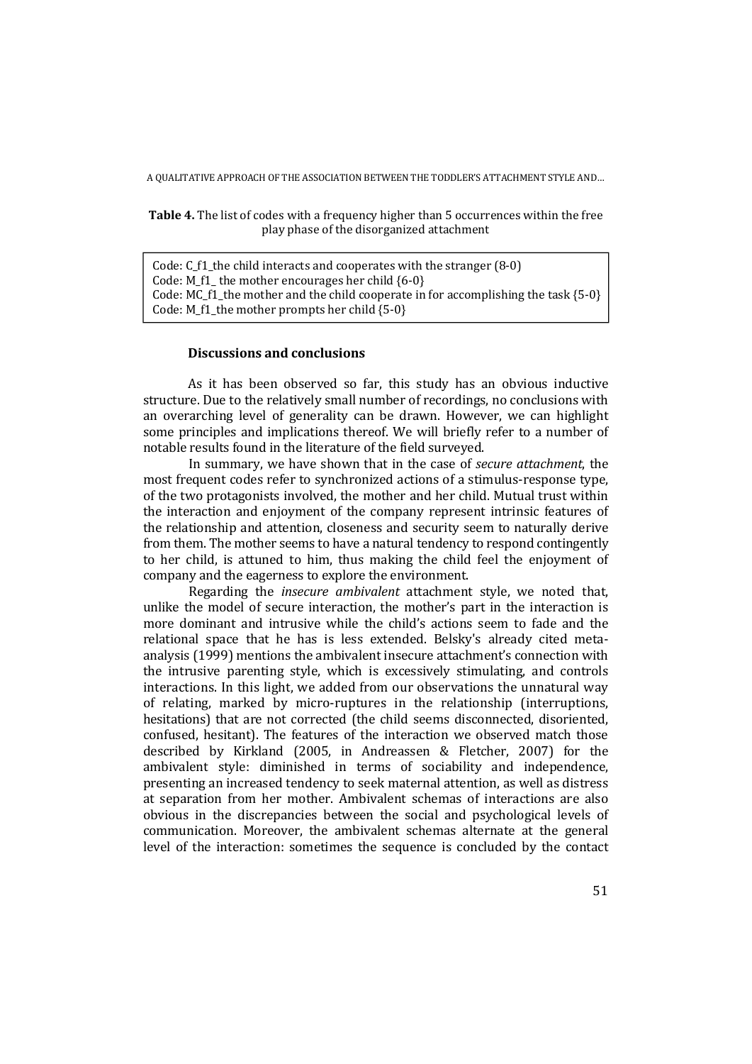**Table 4.** The list of codes with a frequency higher than 5 occurrences within the free play phase of the disorganized attachment

Code: C_f1_the child interacts and cooperates with the stranger (8-0)
Code: M_f1_ the mother encourages her child {6-0}
Code: MC_f1_the mother and the child cooperate in for accomplishing the task {5-0}
Code: M_f1_the mother prompts her child {5-0}

### Discussions and conclusions

As it has been observed so far, this study has an obvious inductive structure. Due to the relatively small number of recordings, no conclusions with an overarching level of generality can be drawn. However, we can highlight some principles and implications thereof. We will briefly refer to a number of notable results found in the literature of the field surveyed.

In summary, we have shown that in the case of *secure attachment*, the most frequent codes refer to synchronized actions of a stimulus-response type, of the two protagonists involved, the mother and her child. Mutual trust within the interaction and enjoyment of the company represent intrinsic features of the relationship and attention, closeness and security seem to naturally derive from them. The mother seems to have a natural tendency to respond contingently to her child, is attuned to him, thus making the child feel the enjoyment of company and the eagerness to explore the environment.

Regarding the *insecure ambivalent* attachment style, we noted that, unlike the model of secure interaction, the mother's part in the interaction is more dominant and intrusive while the child's actions seem to fade and the relational space that he has is less extended. Belsky's already cited meta-analysis (1999) mentions the ambivalent insecure attachment's connection with the intrusive parenting style, which is excessively stimulating, and controls interactions. In this light, we added from our observations the unnatural way of relating, marked by micro-ruptures in the relationship (interruptions, hesitations) that are not corrected (the child seems disconnected, disoriented, confused, hesitant). The features of the interaction we observed match those described by Kirkland (2005, in Andreassen & Fletcher, 2007) for the ambivalent style: diminished in terms of sociability and independence, presenting an increased tendency to seek maternal attention, as well as distress at separation from her mother. Ambivalent schemas of interactions are also obvious in the discrepancies between the social and psychological levels of communication. Moreover, the ambivalent schemas alternate at the general level of the interaction: sometimes the sequence is concluded by the contact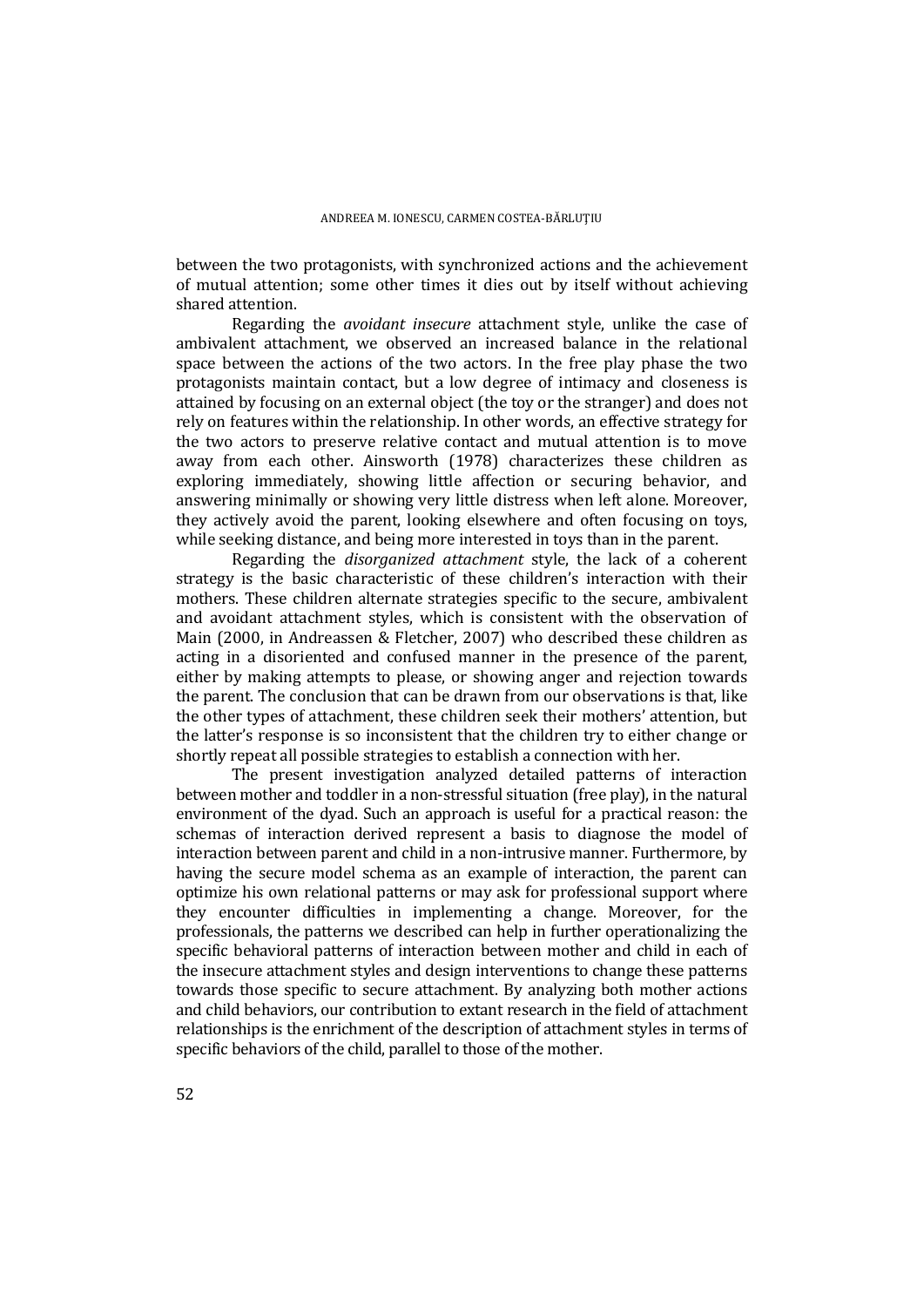between the two protagonists, with synchronized actions and the achievement of mutual attention; some other times it dies out by itself without achieving shared attention.

Regarding the *avoidant insecure* attachment style, unlike the case of ambivalent attachment, we observed an increased balance in the relational space between the actions of the two actors. In the free play phase the two protagonists maintain contact, but a low degree of intimacy and closeness is attained by focusing on an external object (the toy or the stranger) and does not rely on features within the relationship. In other words, an effective strategy for the two actors to preserve relative contact and mutual attention is to move away from each other. Ainsworth (1978) characterizes these children as exploring immediately, showing little affection or securing behavior, and answering minimally or showing very little distress when left alone. Moreover, they actively avoid the parent, looking elsewhere and often focusing on toys, while seeking distance, and being more interested in toys than in the parent.

Regarding the *disorganized attachment* style, the lack of a coherent strategy is the basic characteristic of these children's interaction with their mothers. These children alternate strategies specific to the secure, ambivalent and avoidant attachment styles, which is consistent with the observation of Main (2000, in Andreassen & Fletcher, 2007) who described these children as acting in a disoriented and confused manner in the presence of the parent, either by making attempts to please, or showing anger and rejection towards the parent. The conclusion that can be drawn from our observations is that, like the other types of attachment, these children seek their mothers' attention, but the latter's response is so inconsistent that the children try to either change or shortly repeat all possible strategies to establish a connection with her.

The present investigation analyzed detailed patterns of interaction between mother and toddler in a non-stressful situation (free play), in the natural environment of the dyad. Such an approach is useful for a practical reason: the schemas of interaction derived represent a basis to diagnose the model of interaction between parent and child in a non-intrusive manner. Furthermore, by having the secure model schema as an example of interaction, the parent can optimize his own relational patterns or may ask for professional support where they encounter difficulties in implementing a change. Moreover, for the professionals, the patterns we described can help in further operationalizing the specific behavioral patterns of interaction between mother and child in each of the insecure attachment styles and design interventions to change these patterns towards those specific to secure attachment. By analyzing both mother actions and child behaviors, our contribution to extant research in the field of attachment relationships is the enrichment of the description of attachment styles in terms of specific behaviors of the child, parallel to those of the mother.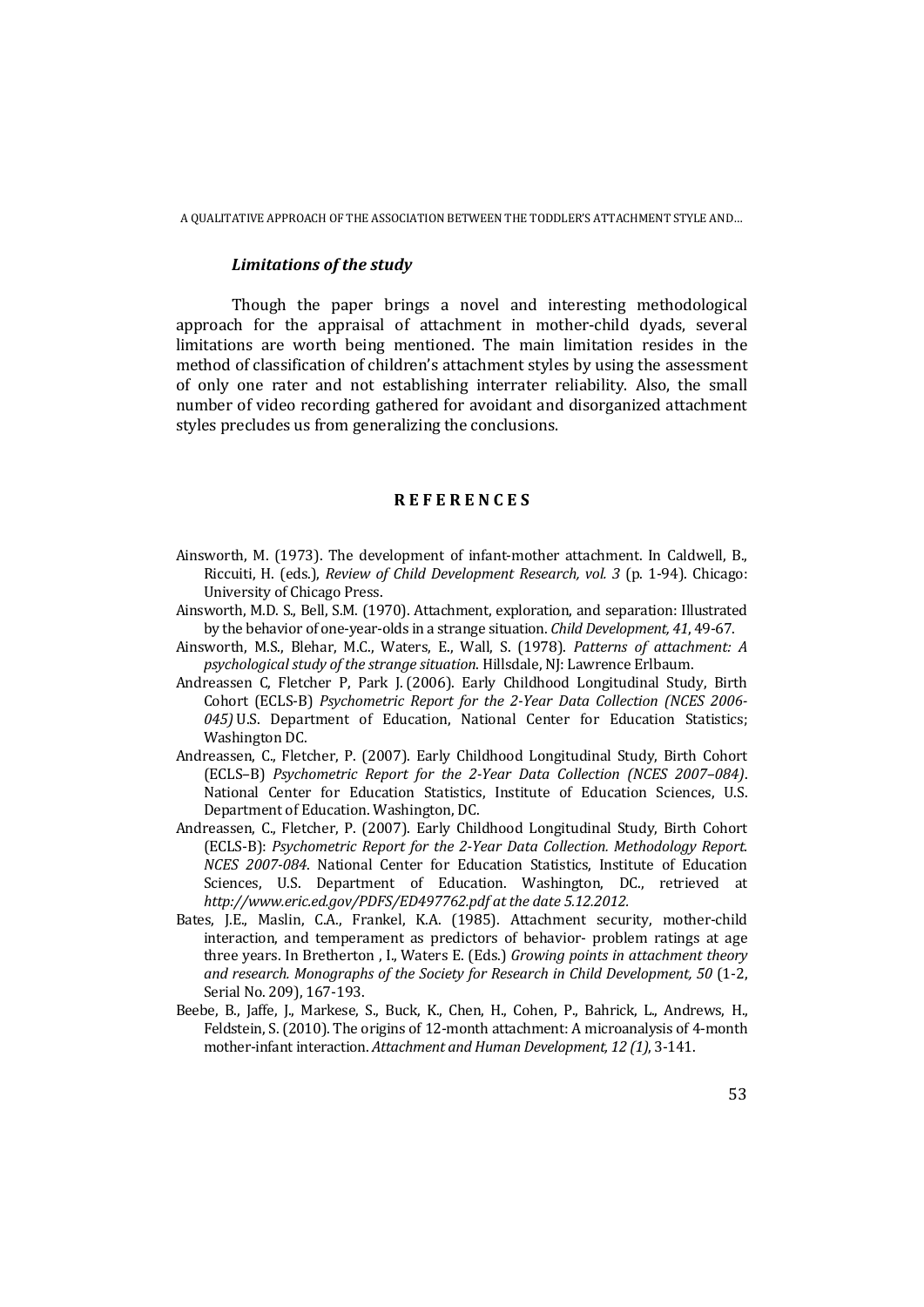### *Limitations of the study*

Though the paper brings a novel and interesting methodological approach for the appraisal of attachment in mother-child dyads, several limitations are worth being mentioned. The main limitation resides in the method of classification of children's attachment styles by using the assessment of only one rater and not establishing interrater reliability. Also, the small number of video recording gathered for avoidant and disorganized attachment styles precludes us from generalizing the conclusions.

## **R E F E R E N C E S**

Ainsworth, M. (1973). The development of infant-mother attachment. In Caldwell, B., Riccuiti, H. (eds.), *Review of Child Development Research, vol. 3* (p. 1-94). Chicago: University of Chicago Press.

Ainsworth, M.D. S., Bell, S.M. (1970). Attachment, exploration, and separation: Illustrated by the behavior of one-year-olds in a strange situation. *Child Development, 41*, 49-67.

Ainsworth, M.S., Blehar, M.C., Waters, E., Wall, S. (1978). *Patterns of attachment: A psychological study of the strange situation*. Hillsdale, NJ: Lawrence Erlbaum.

Andreassen C, Fletcher P, Park J. (2006). Early Childhood Longitudinal Study, Birth Cohort (ECLS-B) *Psychometric Report for the 2-Year Data Collection (NCES 2006-045)* U.S. Department of Education, National Center for Education Statistics; Washington DC.

Andreassen, C., Fletcher, P. (2007). Early Childhood Longitudinal Study, Birth Cohort (ECLS–B) *Psychometric Report for the 2-Year Data Collection (NCES 2007–084)*. National Center for Education Statistics, Institute of Education Sciences, U.S. Department of Education. Washington, DC.

Andreassen, C., Fletcher, P. (2007). Early Childhood Longitudinal Study, Birth Cohort (ECLS-B): *Psychometric Report for the 2-Year Data Collection. Methodology Report. NCES 2007-084*. National Center for Education Statistics, Institute of Education Sciences, U.S. Department of Education. Washington, DC., retrieved at *http://www.eric.ed.gov/PDFS/ED497762.pdf at the date 5.12.2012.*

Bates, J.E., Maslin, C.A., Frankel, K.A. (1985). Attachment security, mother-child interaction, and temperament as predictors of behavior- problem ratings at age three years. In Bretherton , I., Waters E. (Eds.) *Growing points in attachment theory and research. Monographs of the Society for Research in Child Development, 50* (1-2, Serial No. 209), 167-193.

Beebe, B., Jaffe, J., Markese, S., Buck, K., Chen, H., Cohen, P., Bahrick, L., Andrews, H., Feldstein, S. (2010). The origins of 12-month attachment: A microanalysis of 4-month mother-infant interaction. *Attachment and Human Development, 12 (1)*, 3-141.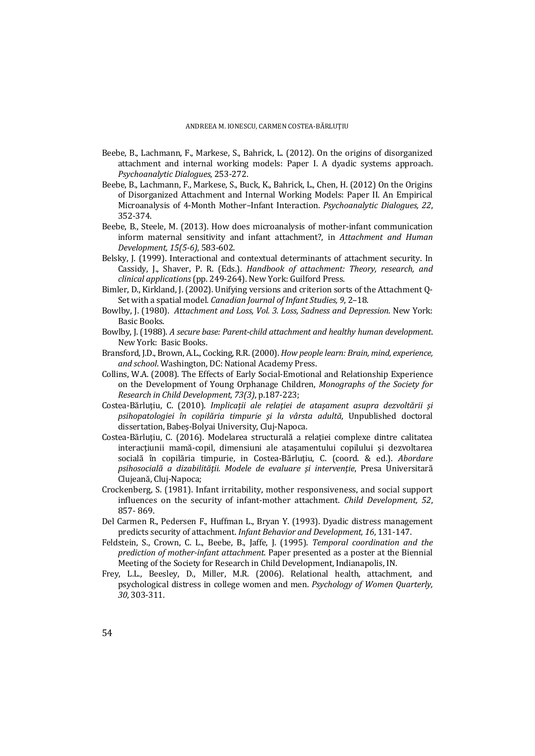Beebe, B., Lachmann, F., Markese, S., Bahrick, L. (2012). On the origins of disorganized attachment and internal working models: Paper I. A dyadic systems approach. *Psychoanalytic Dialogues*, 253-272.

Beebe, B., Lachmann, F., Markese, S., Buck, K., Bahrick, L., Chen, H. (2012) On the Origins of Disorganized Attachment and Internal Working Models: Paper II. An Empirical Microanalysis of 4-Month Mother–Infant Interaction. *Psychoanalytic Dialogues, 22*, 352-374.

Beebe, B., Steele, M. (2013). How does microanalysis of mother-infant communication inform maternal sensitivity and infant attachment?, in *Attachment and Human Development, 15(5-6)*, 583-602.

Belsky, J. (1999). Interactional and contextual determinants of attachment security. In Cassidy, J., Shaver, P. R. (Eds.). *Handbook of attachment: Theory, research, and clinical applications* (pp. 249-264). New York: Guilford Press.

Bimler, D., Kirkland, J. (2002). Unifying versions and criterion sorts of the Attachment Q-Set with a spatial model. *Canadian Journal of Infant Studies, 9*, 2–18.

Bowlby, J. (1980). *Attachment and Loss, Vol. 3. Loss, Sadness and Depression*. New York: Basic Books.

Bowlby, J. (1988). *A secure base: Parent-child attachment and healthy human development*. New York: Basic Books.

Bransford, J.D., Brown, A.L., Cocking, R.R. (2000). *How people learn: Brain, mind, experience, and school*. Washington, DC: National Academy Press.

Collins, W.A. (2008). The Effects of Early Social-Emotional and Relationship Experience on the Development of Young Orphanage Children, *Monographs of the Society for Research in Child Development, 73(3)*, p.187-223;

Costea-Bărluţiu, C. (2010). *Implicaţii ale relaţiei de ataşament asupra dezvoltării şi psihopatologiei în copilăria timpurie şi la vârsta adultă*, Unpublished doctoral dissertation, Babeş-Bolyai University, Cluj-Napoca.

Costea-Bărluţiu, C. (2016). Modelarea structurală a relaţiei complexe dintre calitatea interacţiunii mamă-copil, dimensiuni ale ataşamentului copilului şi dezvoltarea socială în copilăria timpurie, in Costea-Bărluţiu, C. (coord. & ed.). *Abordare psihosocială a dizabilităţii. Modele de evaluare şi intervenţie*, Presa Universitară Clujeană, Cluj-Napoca;

Crockenberg, S. (1981). Infant irritability, mother responsiveness, and social support influences on the security of infant-mother attachment. *Child Development, 52*, 857- 869.

Del Carmen R., Pedersen F., Huffman L., Bryan Y. (1993). Dyadic distress management predicts security of attachment. *Infant Behavior and Development, 16*, 131-147.

Feldstein, S., Crown, C. L., Beebe, B., Jaffe, J. (1995). *Temporal coordination and the prediction of mother-infant attachment*. Paper presented as a poster at the Biennial Meeting of the Society for Research in Child Development, Indianapolis, IN.

Frey, L.L., Beesley, D., Miller, M.R. (2006). Relational health, attachment, and psychological distress in college women and men. *Psychology of Women Quarterly, 30*, 303-311.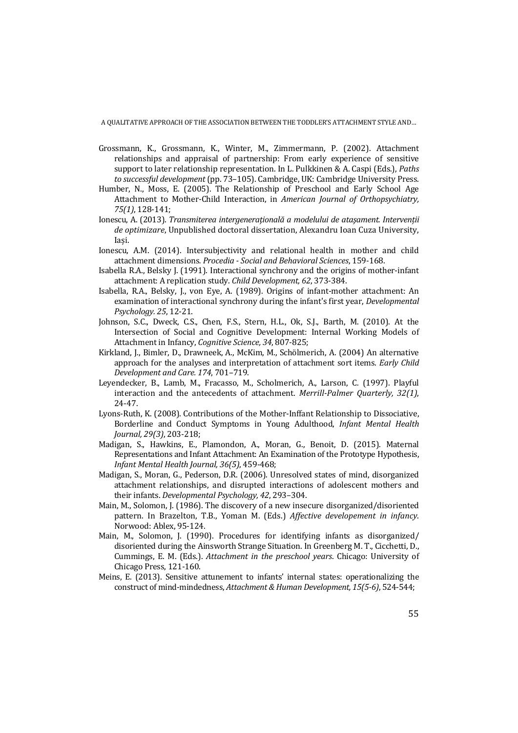Grossmann, K., Grossmann, K., Winter, M., Zimmermann, P. (2002). Attachment relationships and appraisal of partnership: From early experience of sensitive support to later relationship representation. In L. Pulkkinen & A. Caspi (Eds.), *Paths to successful development* (pp. 73–105). Cambridge, UK: Cambridge University Press.

Humber, N., Moss, E. (2005). The Relationship of Preschool and Early School Age Attachment to Mother-Child Interaction, in *American Journal of Orthopsychiatry, 75(1)*, 128-141;

Ionescu, A. (2013). *Transmiterea intergeneraţională a modelului de ataşament. Intervenţii de optimizare*, Unpublished doctoral dissertation, Alexandru Ioan Cuza University, Iaşi.

Ionescu, A.M. (2014). Intersubjectivity and relational health in mother and child attachment dimensions. *Procedia - Social and Behavioral Sciences*, 159-168.

Isabella R.A., Belsky J. (1991). Interactional synchrony and the origins of mother-infant attachment: A replication study. *Child Development, 62*, 373-384.

Isabella, R.A., Belsky, J., von Eye, A. (1989). Origins of infant-mother attachment: An examination of interactional synchrony during the infant's first year, *Developmental Psychology. 25*, 12-21.

Johnson, S.C., Dweck, C.S., Chen, F.S., Stern, H.L., Ok, S.J., Barth, M. (2010). At the Intersection of Social and Cognitive Development: Internal Working Models of Attachment in Infancy, *Cognitive Science, 34*, 807-825;

Kirkland, J., Bimler, D., Drawneek, A., McKim, M., Schölmerich, A. (2004) An alternative approach for the analyses and interpretation of attachment sort items. *Early Child Development and Care. 174*, 701–719.

Leyendecker, B., Lamb, M., Fracasso, M., Scholmerich, A., Larson, C. (1997). Playful interaction and the antecedents of attachment. *Merrill-Palmer Quarterly, 32(1)*, 24-47.

Lyons-Ruth, K. (2008). Contributions of the Mother-Inffant Relationship to Dissociative, Borderline and Conduct Symptoms in Young Adulthood, *Infant Mental Health Journal, 29(3)*, 203-218;

Madigan, S., Hawkins, E., Plamondon, A., Moran, G., Benoit, D. (2015). Maternal Representations and Infant Attachment: An Examination of the Prototype Hypothesis, *Infant Mental Health Journal, 36(5)*, 459-468;

Madigan, S., Moran, G., Pederson, D.R. (2006). Unresolved states of mind, disorganized attachment relationships, and disrupted interactions of adolescent mothers and their infants. *Developmental Psychology, 42*, 293–304.

Main, M., Solomon, J. (1986). The discovery of a new insecure disorganized/disoriented pattern. In Brazelton, T.B., Yoman M. (Eds.) *Affective developement in infancy*. Norwood: Ablex, 95-124.

Main, M., Solomon, J. (1990). Procedures for identifying infants as disorganized/ disoriented during the Ainsworth Strange Situation. In Greenberg M. T., Cicchetti, D., Cummings, E. M. (Eds.). *Attachment in the preschool years*. Chicago: University of Chicago Press, 121-160.

Meins, E. (2013). Sensitive attunement to infants' internal states: operationalizing the construct of mind-mindedness, *Attachment & Human Development, 15(5-6)*, 524-544;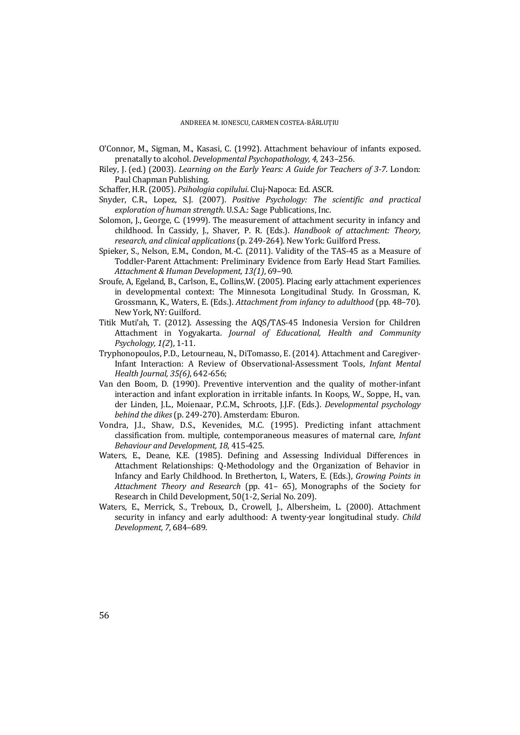O'Connor, M., Sigman, M., Kasasi, C. (1992). Attachment behaviour of infants exposed. prenatally to alcohol. *Developmental Psychopathology, 4*, 243–256.

Riley, J. (ed.) (2003). *Learning on the Early Years: A Guide for Teachers of 3-7*. London: Paul Chapman Publishing.

Schaffer, H.R. (2005). *Psihologia copilului*. Cluj-Napoca: Ed. ASCR.

Snyder, C.R., Lopez, S.J. (2007). *Positive Psychology: The scientific and practical exploration of human strength*. U.S.A.: Sage Publications, Inc.

Solomon, J., George, C. (1999). The measurement of attachment security in infancy and childhood. În Cassidy, J., Shaver, P. R. (Eds.). *Handbook of attachment: Theory, research, and clinical applications* (p. 249-264). New York: Guilford Press.

Spieker, S., Nelson, E.M., Condon, M.-C. (2011). Validity of the TAS-45 as a Measure of Toddler-Parent Attachment: Preliminary Evidence from Early Head Start Families. *Attachment & Human Development, 13(1)*, 69–90.

Sroufe, A, Egeland, B., Carlson, E., Collins,W. (2005). Placing early attachment experiences in developmental context: The Minnesota Longitudinal Study. In Grossman, K. Grossmann, K., Waters, E. (Eds.). *Attachment from infancy to adulthood* (pp. 48–70). New York, NY: Guilford.

Titik Muti'ah, T. (2012). Assessing the AQS/TAS-45 Indonesia Version for Children Attachment in Yogyakarta. *Journal of Educational, Health and Community Psychology, 1(2*), 1-11.

Tryphonopoulos, P.D., Letourneau, N., DiTomasso, E. (2014). Attachment and Caregiver-Infant Interaction: A Review of Observational-Assessment Tools, *Infant Mental Health Journal, 35(6)*, 642-656;

Van den Boom, D. (1990). Preventive intervention and the quality of mother-infant interaction and infant exploration in irritable infants. In Koops, W., Soppe, H., van. der Linden, J.L., Moienaar, P.C.M., Schroots, J.J.F. (Eds.). *Developmental psychology behind the dikes* (p. 249-270). Amsterdam: Eburon.

Vondra, J.I., Shaw, D.S., Kevenides, M.C. (1995). Predicting infant attachment classification from. multiple, contemporaneous measures of maternal care, *Infant Behaviour and Development, 18*, 415-425.

Waters, E., Deane, K.E. (1985). Defining and Assessing Individual Differences in Attachment Relationships: Q-Methodology and the Organization of Behavior in Infancy and Early Childhood. In Bretherton, I., Waters, E. (Eds.), *Growing Points in Attachment Theory and Research* (pp. 41– 65), Monographs of the Society for Research in Child Development, 50(1-2, Serial No. 209).

Waters, E., Merrick, S., Treboux, D., Crowell, J., Albersheim, L. (2000). Attachment security in infancy and early adulthood: A twenty-year longitudinal study. *Child Development, 7*, 684–689.